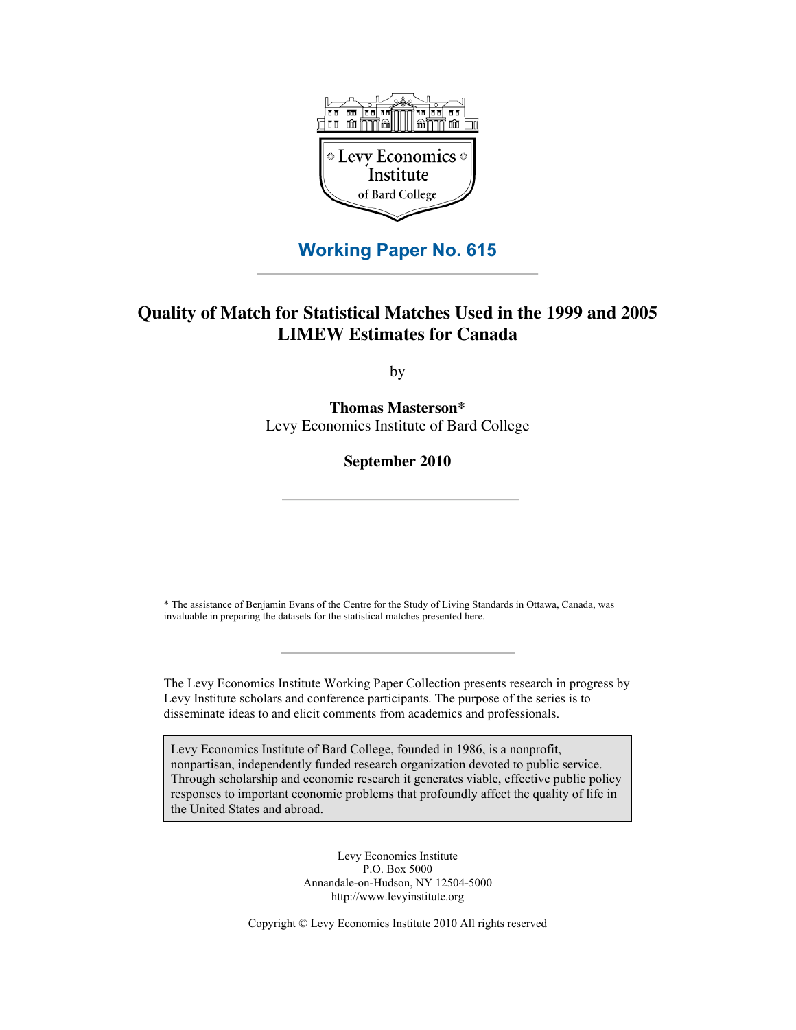Levy Economics Institute of Bard College

**Working Paper No. 615**

# Quality of Match for Statistical Matches Used in the 1999 and 2005 LIMEW Estimates for Canada

by

**Thomas Masterson***
Levy Economics Institute of Bard College

**September 2010**

* The assistance of Benjamin Evans of the Centre for the Study of Living Standards in Ottawa, Canada, was invaluable in preparing the datasets for the statistical matches presented here.

The Levy Economics Institute Working Paper Collection presents research in progress by Levy Institute scholars and conference participants. The purpose of the series is to disseminate ideas to and elicit comments from academics and professionals.

Levy Economics Institute of Bard College, founded in 1986, is a nonprofit, nonpartisan, independently funded research organization devoted to public service. Through scholarship and economic research it generates viable, effective public policy responses to important economic problems that profoundly affect the quality of life in the United States and abroad.

Levy Economics Institute
P.O. Box 5000
Annandale-on-Hudson, NY 12504-5000
http://www.levyinstitute.org

Copyright © Levy Economics Institute 2010 All rights reserved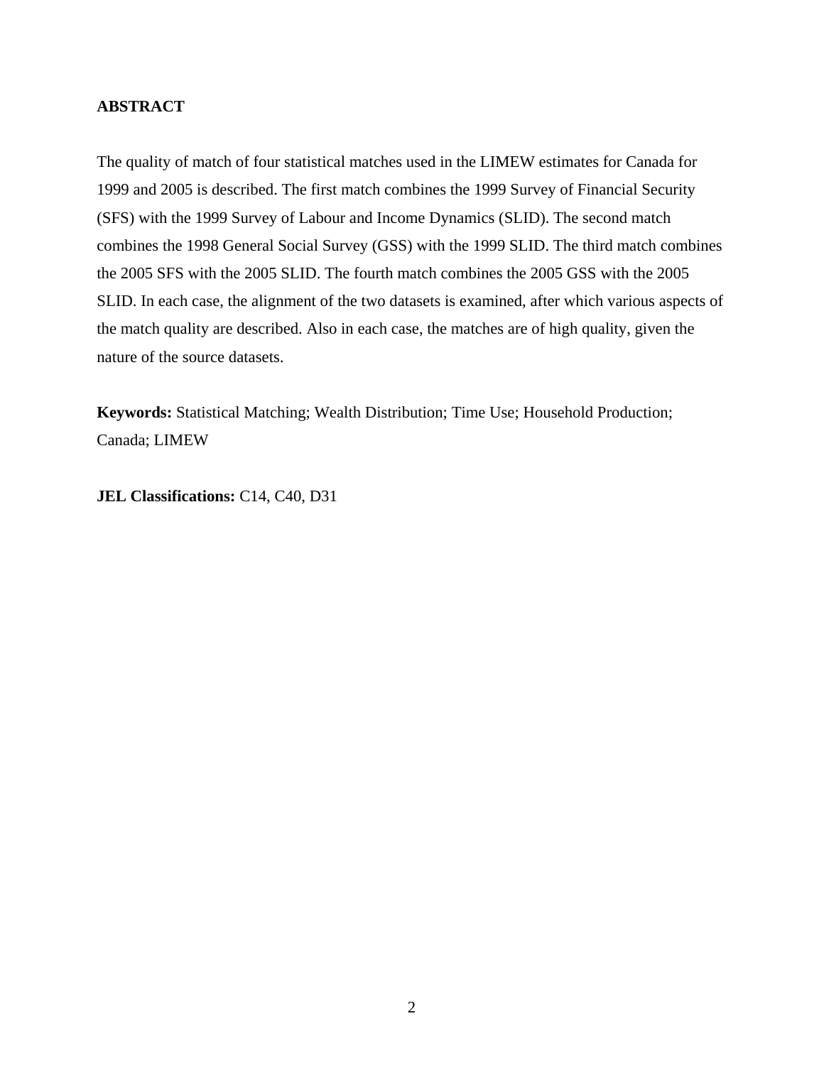## ABSTRACT

The quality of match of four statistical matches used in the LIMEW estimates for Canada for 1999 and 2005 is described. The first match combines the 1999 Survey of Financial Security (SFS) with the 1999 Survey of Labour and Income Dynamics (SLID). The second match combines the 1998 General Social Survey (GSS) with the 1999 SLID. The third match combines the 2005 SFS with the 2005 SLID. The fourth match combines the 2005 GSS with the 2005 SLID. In each case, the alignment of the two datasets is examined, after which various aspects of the match quality are described. Also in each case, the matches are of high quality, given the nature of the source datasets.

**Keywords:** Statistical Matching; Wealth Distribution; Time Use; Household Production; Canada; LIMEW

**JEL Classifications:** C14, C40, D31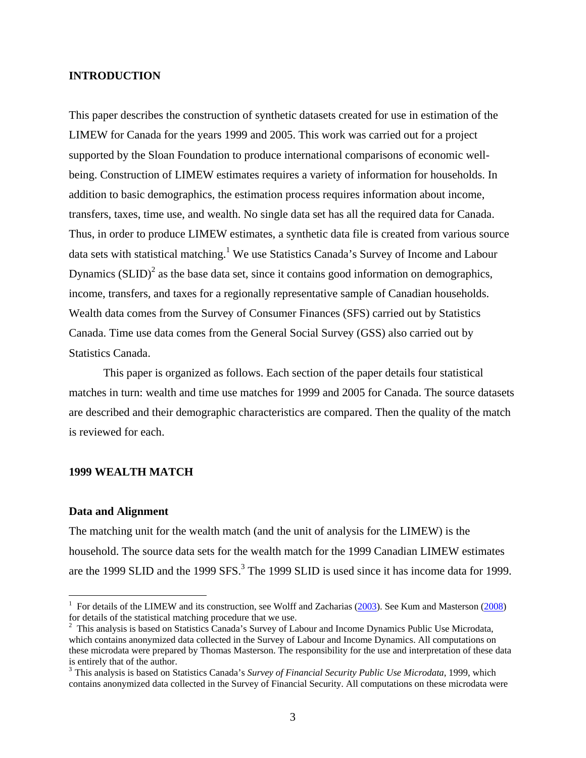## INTRODUCTION

This paper describes the construction of synthetic datasets created for use in estimation of the LIMEW for Canada for the years 1999 and 2005. This work was carried out for a project supported by the Sloan Foundation to produce international comparisons of economic well-being. Construction of LIMEW estimates requires a variety of information for households. In addition to basic demographics, the estimation process requires information about income, transfers, taxes, time use, and wealth. No single data set has all the required data for Canada. Thus, in order to produce LIMEW estimates, a synthetic data file is created from various source data sets with statistical matching.[1] We use Statistics Canada's Survey of Income and Labour Dynamics (SLID)[2] as the base data set, since it contains good information on demographics, income, transfers, and taxes for a regionally representative sample of Canadian households. Wealth data comes from the Survey of Consumer Finances (SFS) carried out by Statistics Canada. Time use data comes from the General Social Survey (GSS) also carried out by Statistics Canada.

This paper is organized as follows. Each section of the paper details four statistical matches in turn: wealth and time use matches for 1999 and 2005 for Canada. The source datasets are described and their demographic characteristics are compared. Then the quality of the match is reviewed for each.

## 1999 WEALTH MATCH

### Data and Alignment

The matching unit for the wealth match (and the unit of analysis for the LIMEW) is the household. The source data sets for the wealth match for the 1999 Canadian LIMEW estimates are the 1999 SLID and the 1999 SFS.[3] The 1999 SLID is used since it has income data for 1999.

---

[1] For details of the LIMEW and its construction, see Wolff and Zacharias (2003). See Kum and Masterson (2008) for details of the statistical matching procedure that we use.

[2] This analysis is based on Statistics Canada's Survey of Labour and Income Dynamics Public Use Microdata, which contains anonymized data collected in the Survey of Labour and Income Dynamics. All computations on these microdata were prepared by Thomas Masterson. The responsibility for the use and interpretation of these data is entirely that of the author.

[3] This analysis is based on Statistics Canada's *Survey of Financial Security Public Use Microdata*, 1999, which contains anonymized data collected in the Survey of Financial Security. All computations on these microdata were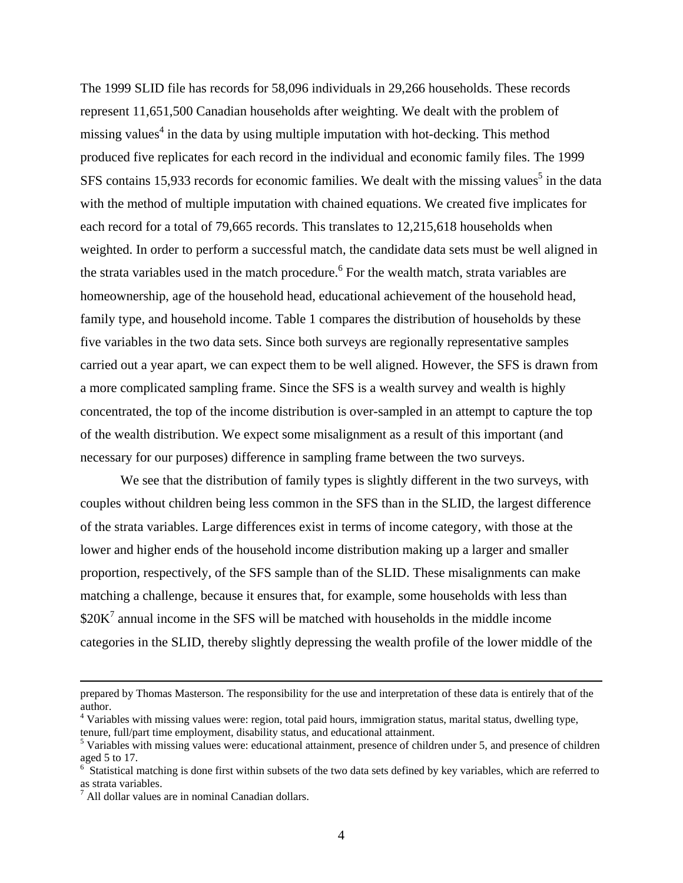The 1999 SLID file has records for 58,096 individuals in 29,266 households. These records represent 11,651,500 Canadian households after weighting. We dealt with the problem of missing values[4] in the data by using multiple imputation with hot-decking. This method produced five replicates for each record in the individual and economic family files. The 1999 SFS contains 15,933 records for economic families. We dealt with the missing values[5] in the data with the method of multiple imputation with chained equations. We created five implicates for each record for a total of 79,665 records. This translates to 12,215,618 households when weighted. In order to perform a successful match, the candidate data sets must be well aligned in the strata variables used in the match procedure.[6] For the wealth match, strata variables are homeownership, age of the household head, educational achievement of the household head, family type, and household income. Table 1 compares the distribution of households by these five variables in the two data sets. Since both surveys are regionally representative samples carried out a year apart, we can expect them to be well aligned. However, the SFS is drawn from a more complicated sampling frame. Since the SFS is a wealth survey and wealth is highly concentrated, the top of the income distribution is over-sampled in an attempt to capture the top of the wealth distribution. We expect some misalignment as a result of this important (and necessary for our purposes) difference in sampling frame between the two surveys.

We see that the distribution of family types is slightly different in the two surveys, with couples without children being less common in the SFS than in the SLID, the largest difference of the strata variables. Large differences exist in terms of income category, with those at the lower and higher ends of the household income distribution making up a larger and smaller proportion, respectively, of the SFS sample than of the SLID. These misalignments can make matching a challenge, because it ensures that, for example, some households with less than \$20K[7] annual income in the SFS will be matched with households in the middle income categories in the SLID, thereby slightly depressing the wealth profile of the lower middle of the

---

prepared by Thomas Masterson. The responsibility for the use and interpretation of these data is entirely that of the author.

[4] Variables with missing values were: region, total paid hours, immigration status, marital status, dwelling type, tenure, full/part time employment, disability status, and educational attainment.

[5] Variables with missing values were: educational attainment, presence of children under 5, and presence of children aged 5 to 17.

[6] Statistical matching is done first within subsets of the two data sets defined by key variables, which are referred to as strata variables.

[7] All dollar values are in nominal Canadian dollars.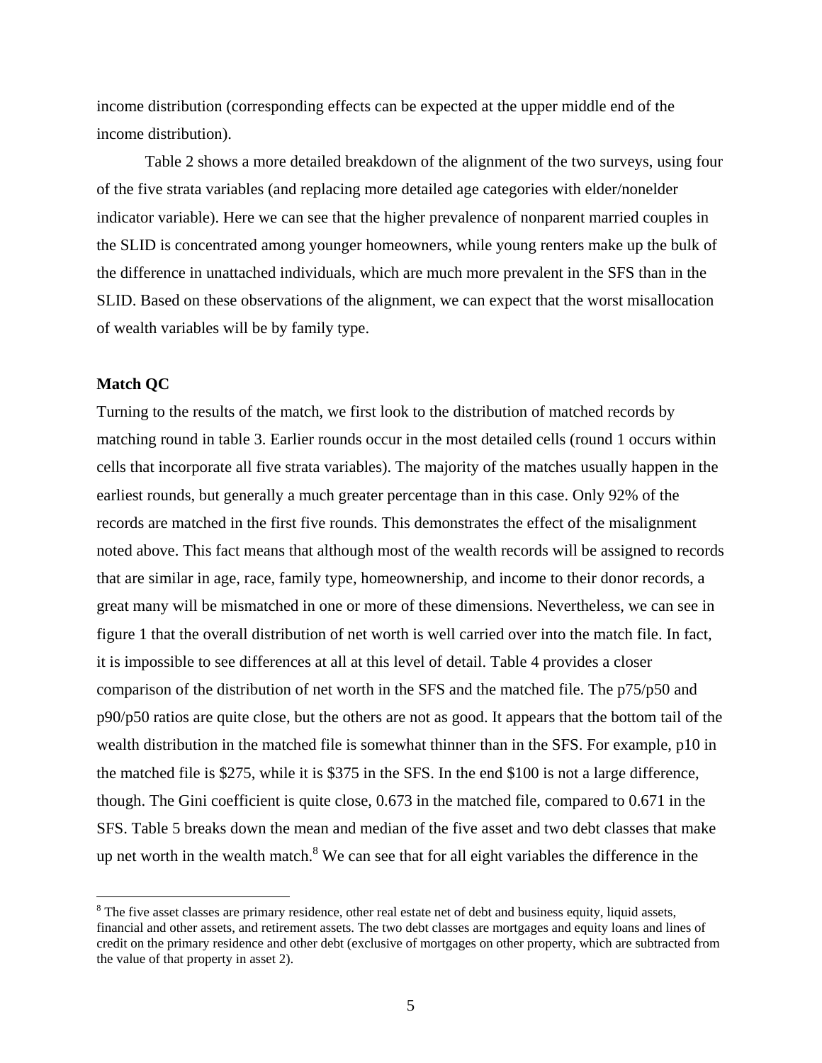income distribution (corresponding effects can be expected at the upper middle end of the income distribution).

Table 2 shows a more detailed breakdown of the alignment of the two surveys, using four of the five strata variables (and replacing more detailed age categories with elder/nonelder indicator variable). Here we can see that the higher prevalence of nonparent married couples in the SLID is concentrated among younger homeowners, while young renters make up the bulk of the difference in unattached individuals, which are much more prevalent in the SFS than in the SLID. Based on these observations of the alignment, we can expect that the worst misallocation of wealth variables will be by family type.

**Match QC**

Turning to the results of the match, we first look to the distribution of matched records by matching round in table 3. Earlier rounds occur in the most detailed cells (round 1 occurs within cells that incorporate all five strata variables). The majority of the matches usually happen in the earliest rounds, but generally a much greater percentage than in this case. Only 92% of the records are matched in the first five rounds. This demonstrates the effect of the misalignment noted above. This fact means that although most of the wealth records will be assigned to records that are similar in age, race, family type, homeownership, and income to their donor records, a great many will be mismatched in one or more of these dimensions. Nevertheless, we can see in figure 1 that the overall distribution of net worth is well carried over into the match file. In fact, it is impossible to see differences at all at this level of detail. Table 4 provides a closer comparison of the distribution of net worth in the SFS and the matched file. The p75/p50 and p90/p50 ratios are quite close, but the others are not as good. It appears that the bottom tail of the wealth distribution in the matched file is somewhat thinner than in the SFS. For example, p10 in the matched file is \$275, while it is \$375 in the SFS. In the end \$100 is not a large difference, though. The Gini coefficient is quite close, 0.673 in the matched file, compared to 0.671 in the SFS. Table 5 breaks down the mean and median of the five asset and two debt classes that make up net worth in the wealth match.[8] We can see that for all eight variables the difference in the

[8] The five asset classes are primary residence, other real estate net of debt and business equity, liquid assets, financial and other assets, and retirement assets. The two debt classes are mortgages and equity loans and lines of credit on the primary residence and other debt (exclusive of mortgages on other property, which are subtracted from the value of that property in asset 2).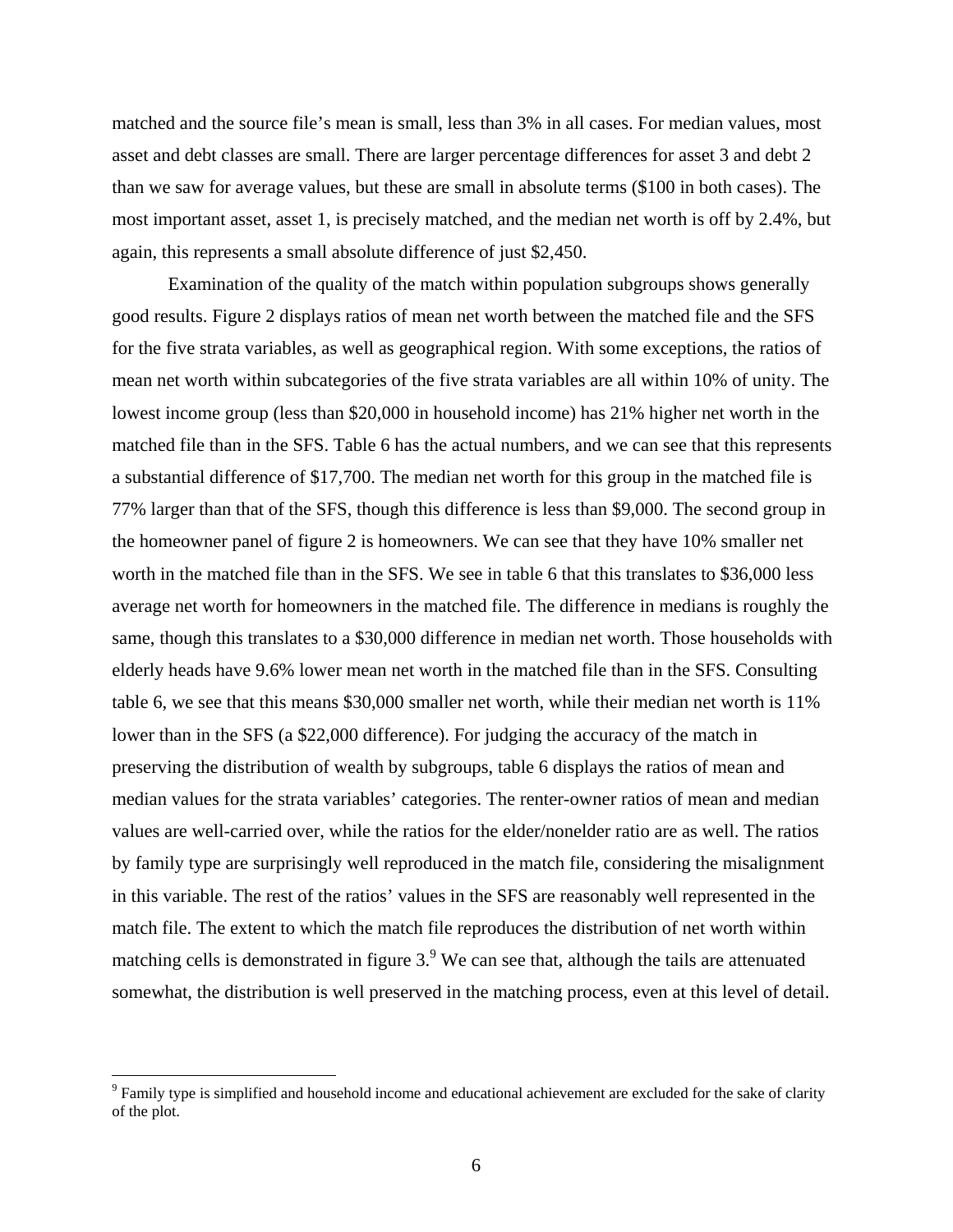matched and the source file's mean is small, less than 3% in all cases. For median values, most asset and debt classes are small. There are larger percentage differences for asset 3 and debt 2 than we saw for average values, but these are small in absolute terms ($100 in both cases). The most important asset, asset 1, is precisely matched, and the median net worth is off by 2.4%, but again, this represents a small absolute difference of just $2,450.

Examination of the quality of the match within population subgroups shows generally good results. Figure 2 displays ratios of mean net worth between the matched file and the SFS for the five strata variables, as well as geographical region. With some exceptions, the ratios of mean net worth within subcategories of the five strata variables are all within 10% of unity. The lowest income group (less than $20,000 in household income) has 21% higher net worth in the matched file than in the SFS. Table 6 has the actual numbers, and we can see that this represents a substantial difference of $17,700. The median net worth for this group in the matched file is 77% larger than that of the SFS, though this difference is less than $9,000. The second group in the homeowner panel of figure 2 is homeowners. We can see that they have 10% smaller net worth in the matched file than in the SFS. We see in table 6 that this translates to $36,000 less average net worth for homeowners in the matched file. The difference in medians is roughly the same, though this translates to a $30,000 difference in median net worth. Those households with elderly heads have 9.6% lower mean net worth in the matched file than in the SFS. Consulting table 6, we see that this means $30,000 smaller net worth, while their median net worth is 11% lower than in the SFS (a $22,000 difference). For judging the accuracy of the match in preserving the distribution of wealth by subgroups, table 6 displays the ratios of mean and median values for the strata variables' categories. The renter-owner ratios of mean and median values are well-carried over, while the ratios for the elder/nonelder ratio are as well. The ratios by family type are surprisingly well reproduced in the match file, considering the misalignment in this variable. The rest of the ratios' values in the SFS are reasonably well represented in the match file. The extent to which the match file reproduces the distribution of net worth within matching cells is demonstrated in figure 3.[9] We can see that, although the tails are attenuated somewhat, the distribution is well preserved in the matching process, even at this level of detail.

[9] Family type is simplified and household income and educational achievement are excluded for the sake of clarity of the plot.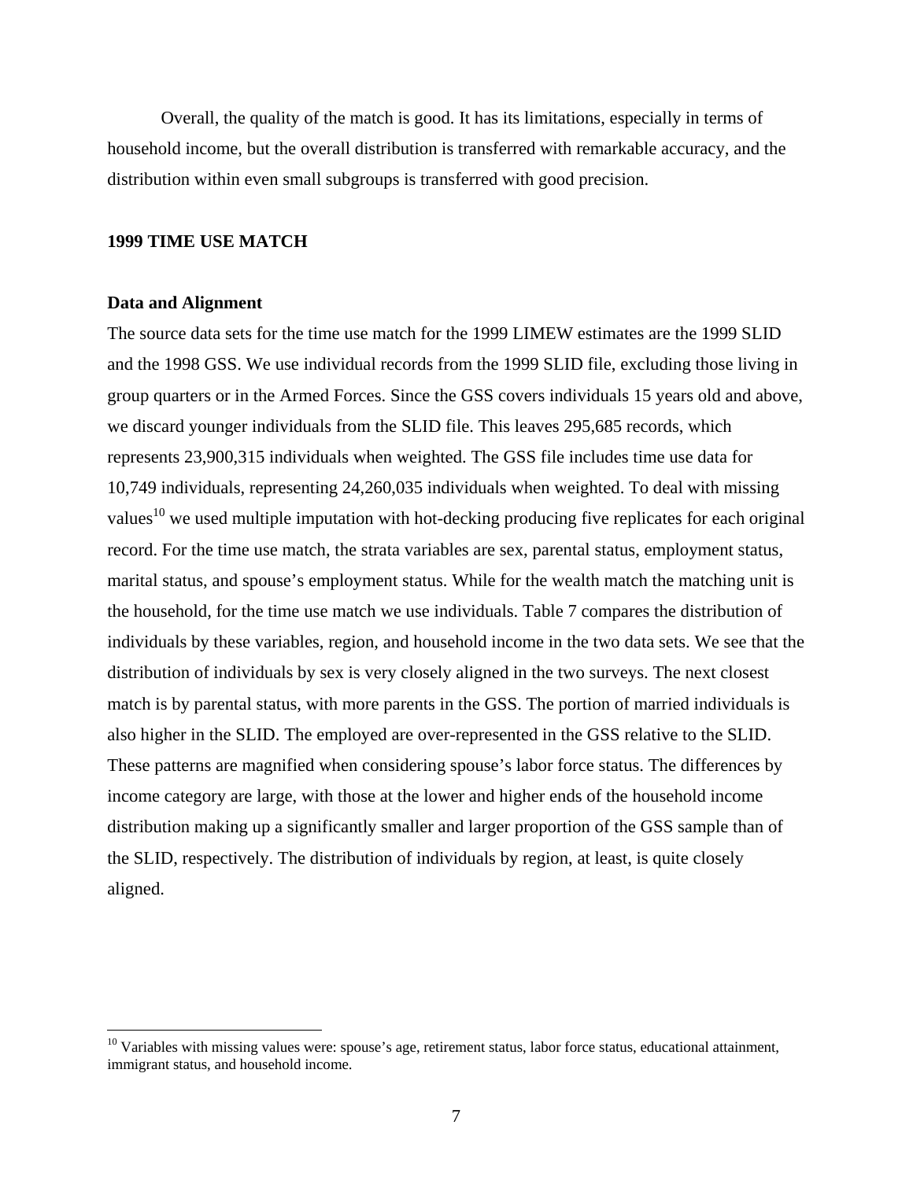Overall, the quality of the match is good. It has its limitations, especially in terms of household income, but the overall distribution is transferred with remarkable accuracy, and the distribution within even small subgroups is transferred with good precision.

## 1999 TIME USE MATCH

### Data and Alignment

The source data sets for the time use match for the 1999 LIMEW estimates are the 1999 SLID and the 1998 GSS. We use individual records from the 1999 SLID file, excluding those living in group quarters or in the Armed Forces. Since the GSS covers individuals 15 years old and above, we discard younger individuals from the SLID file. This leaves 295,685 records, which represents 23,900,315 individuals when weighted. The GSS file includes time use data for 10,749 individuals, representing 24,260,035 individuals when weighted. To deal with missing values[10] we used multiple imputation with hot-decking producing five replicates for each original record. For the time use match, the strata variables are sex, parental status, employment status, marital status, and spouse's employment status. While for the wealth match the matching unit is the household, for the time use match we use individuals. Table 7 compares the distribution of individuals by these variables, region, and household income in the two data sets. We see that the distribution of individuals by sex is very closely aligned in the two surveys. The next closest match is by parental status, with more parents in the GSS. The portion of married individuals is also higher in the SLID. The employed are over-represented in the GSS relative to the SLID. These patterns are magnified when considering spouse's labor force status. The differences by income category are large, with those at the lower and higher ends of the household income distribution making up a significantly smaller and larger proportion of the GSS sample than of the SLID, respectively. The distribution of individuals by region, at least, is quite closely aligned.

[10] Variables with missing values were: spouse's age, retirement status, labor force status, educational attainment, immigrant status, and household income.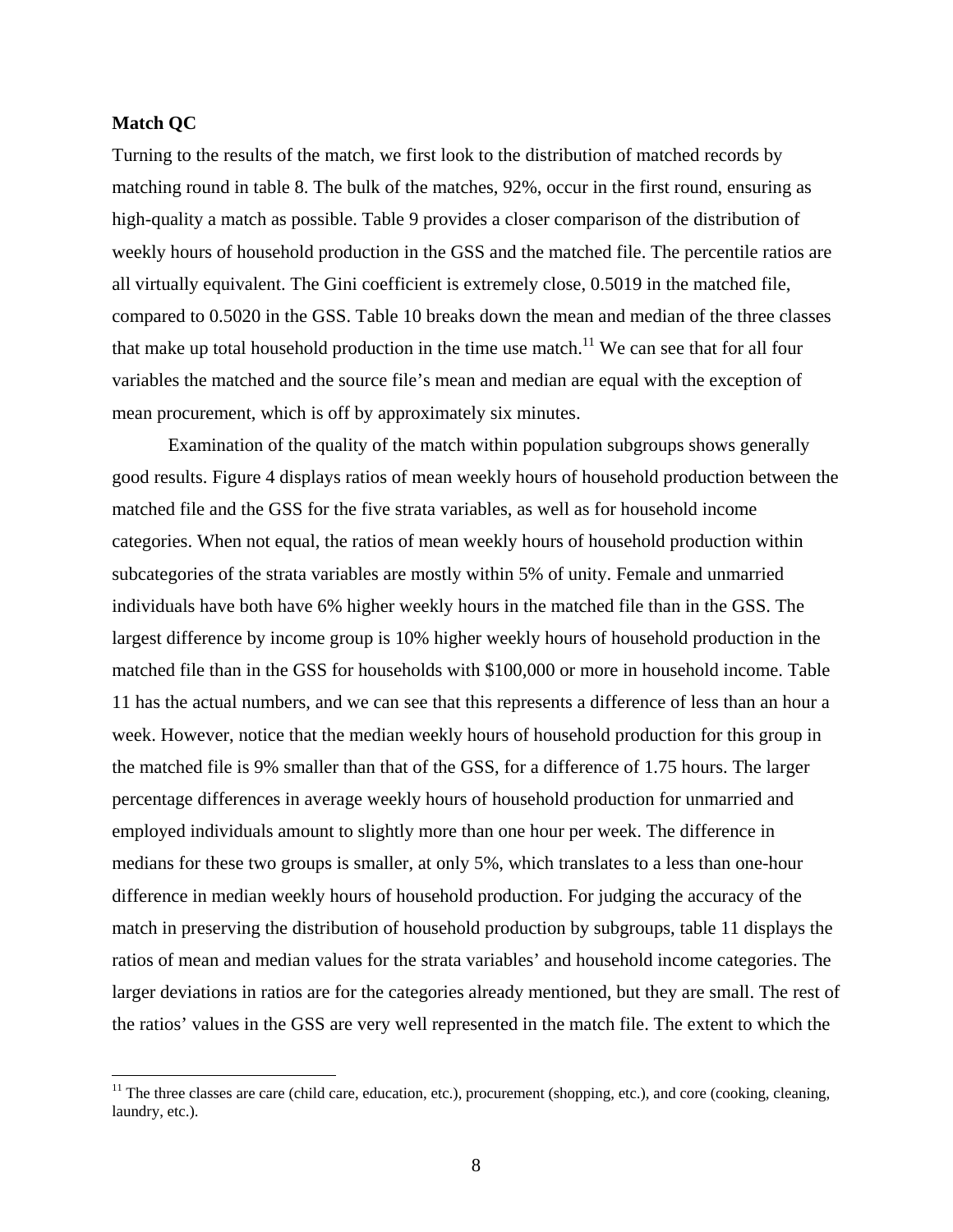**Match QC**

Turning to the results of the match, we first look to the distribution of matched records by matching round in table 8. The bulk of the matches, 92%, occur in the first round, ensuring as high-quality a match as possible. Table 9 provides a closer comparison of the distribution of weekly hours of household production in the GSS and the matched file. The percentile ratios are all virtually equivalent. The Gini coefficient is extremely close, 0.5019 in the matched file, compared to 0.5020 in the GSS. Table 10 breaks down the mean and median of the three classes that make up total household production in the time use match.[11] We can see that for all four variables the matched and the source file's mean and median are equal with the exception of mean procurement, which is off by approximately six minutes.

Examination of the quality of the match within population subgroups shows generally good results. Figure 4 displays ratios of mean weekly hours of household production between the matched file and the GSS for the five strata variables, as well as for household income categories. When not equal, the ratios of mean weekly hours of household production within subcategories of the strata variables are mostly within 5% of unity. Female and unmarried individuals have both have 6% higher weekly hours in the matched file than in the GSS. The largest difference by income group is 10% higher weekly hours of household production in the matched file than in the GSS for households with $100,000 or more in household income. Table 11 has the actual numbers, and we can see that this represents a difference of less than an hour a week. However, notice that the median weekly hours of household production for this group in the matched file is 9% smaller than that of the GSS, for a difference of 1.75 hours. The larger percentage differences in average weekly hours of household production for unmarried and employed individuals amount to slightly more than one hour per week. The difference in medians for these two groups is smaller, at only 5%, which translates to a less than one-hour difference in median weekly hours of household production. For judging the accuracy of the match in preserving the distribution of household production by subgroups, table 11 displays the ratios of mean and median values for the strata variables' and household income categories. The larger deviations in ratios are for the categories already mentioned, but they are small. The rest of the ratios' values in the GSS are very well represented in the match file. The extent to which the

[11] The three classes are care (child care, education, etc.), procurement (shopping, etc.), and core (cooking, cleaning, laundry, etc.).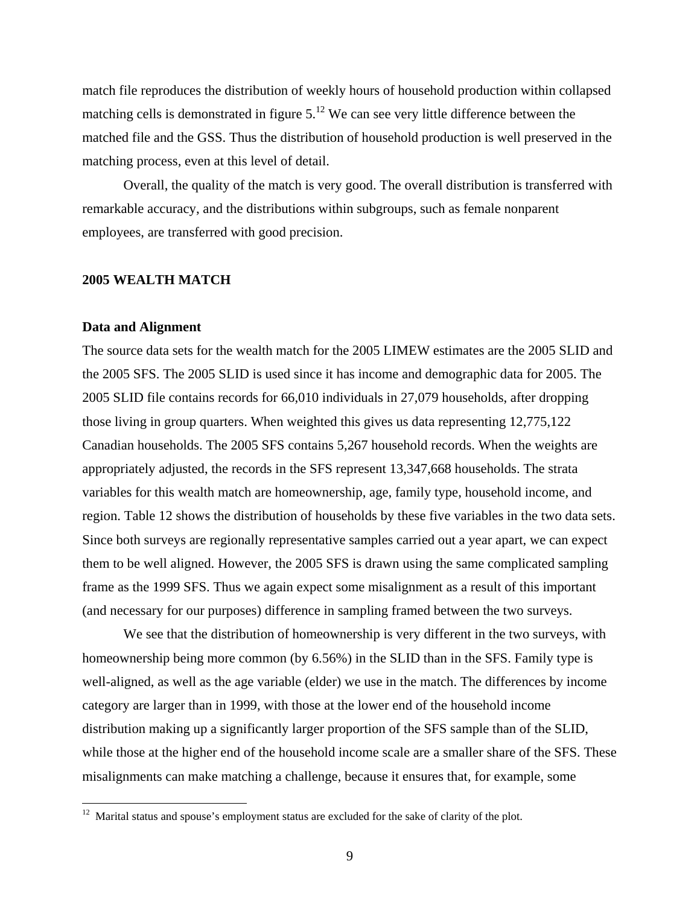match file reproduces the distribution of weekly hours of household production within collapsed matching cells is demonstrated in figure 5.[12] We can see very little difference between the matched file and the GSS. Thus the distribution of household production is well preserved in the matching process, even at this level of detail.

Overall, the quality of the match is very good. The overall distribution is transferred with remarkable accuracy, and the distributions within subgroups, such as female nonparent employees, are transferred with good precision.

## 2005 WEALTH MATCH

### Data and Alignment

The source data sets for the wealth match for the 2005 LIMEW estimates are the 2005 SLID and the 2005 SFS. The 2005 SLID is used since it has income and demographic data for 2005. The 2005 SLID file contains records for 66,010 individuals in 27,079 households, after dropping those living in group quarters. When weighted this gives us data representing 12,775,122 Canadian households. The 2005 SFS contains 5,267 household records. When the weights are appropriately adjusted, the records in the SFS represent 13,347,668 households. The strata variables for this wealth match are homeownership, age, family type, household income, and region. Table 12 shows the distribution of households by these five variables in the two data sets. Since both surveys are regionally representative samples carried out a year apart, we can expect them to be well aligned. However, the 2005 SFS is drawn using the same complicated sampling frame as the 1999 SFS. Thus we again expect some misalignment as a result of this important (and necessary for our purposes) difference in sampling framed between the two surveys.

We see that the distribution of homeownership is very different in the two surveys, with homeownership being more common (by 6.56%) in the SLID than in the SFS. Family type is well-aligned, as well as the age variable (elder) we use in the match. The differences by income category are larger than in 1999, with those at the lower end of the household income distribution making up a significantly larger proportion of the SFS sample than of the SLID, while those at the higher end of the household income scale are a smaller share of the SFS. These misalignments can make matching a challenge, because it ensures that, for example, some

---

[12] Marital status and spouse's employment status are excluded for the sake of clarity of the plot.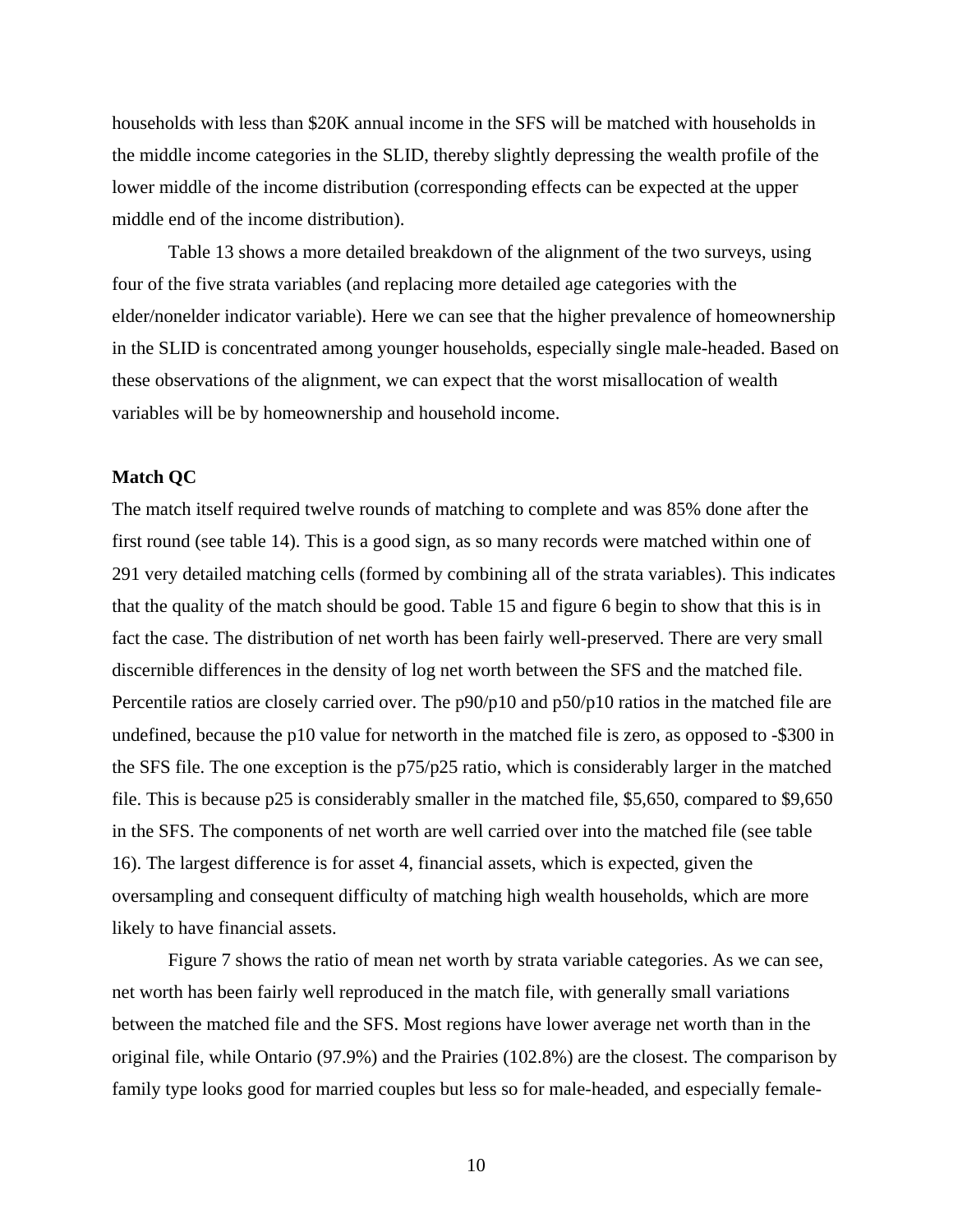households with less than $20K annual income in the SFS will be matched with households in the middle income categories in the SLID, thereby slightly depressing the wealth profile of the lower middle of the income distribution (corresponding effects can be expected at the upper middle end of the income distribution).

Table 13 shows a more detailed breakdown of the alignment of the two surveys, using four of the five strata variables (and replacing more detailed age categories with the elder/nonelder indicator variable). Here we can see that the higher prevalence of homeownership in the SLID is concentrated among younger households, especially single male-headed. Based on these observations of the alignment, we can expect that the worst misallocation of wealth variables will be by homeownership and household income.

**Match QC**

The match itself required twelve rounds of matching to complete and was 85% done after the first round (see table 14). This is a good sign, as so many records were matched within one of 291 very detailed matching cells (formed by combining all of the strata variables). This indicates that the quality of the match should be good. Table 15 and figure 6 begin to show that this is in fact the case. The distribution of net worth has been fairly well-preserved. There are very small discernible differences in the density of log net worth between the SFS and the matched file. Percentile ratios are closely carried over. The p90/p10 and p50/p10 ratios in the matched file are undefined, because the p10 value for networth in the matched file is zero, as opposed to -$300 in the SFS file. The one exception is the p75/p25 ratio, which is considerably larger in the matched file. This is because p25 is considerably smaller in the matched file, $5,650, compared to $9,650 in the SFS. The components of net worth are well carried over into the matched file (see table 16). The largest difference is for asset 4, financial assets, which is expected, given the oversampling and consequent difficulty of matching high wealth households, which are more likely to have financial assets.

Figure 7 shows the ratio of mean net worth by strata variable categories. As we can see, net worth has been fairly well reproduced in the match file, with generally small variations between the matched file and the SFS. Most regions have lower average net worth than in the original file, while Ontario (97.9%) and the Prairies (102.8%) are the closest. The comparison by family type looks good for married couples but less so for male-headed, and especially female-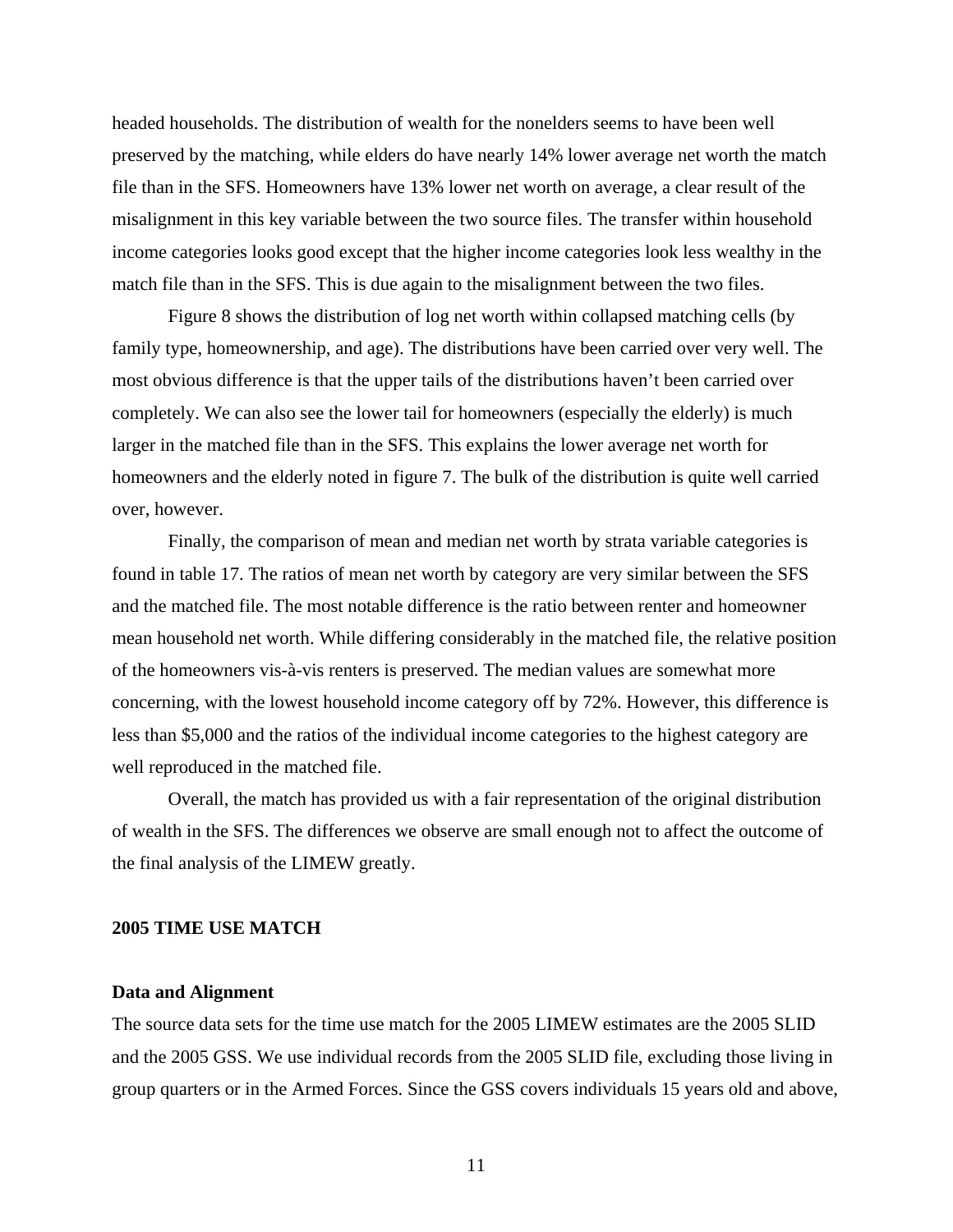headed households. The distribution of wealth for the nonelders seems to have been well preserved by the matching, while elders do have nearly 14% lower average net worth the match file than in the SFS. Homeowners have 13% lower net worth on average, a clear result of the misalignment in this key variable between the two source files. The transfer within household income categories looks good except that the higher income categories look less wealthy in the match file than in the SFS. This is due again to the misalignment between the two files.

Figure 8 shows the distribution of log net worth within collapsed matching cells (by family type, homeownership, and age). The distributions have been carried over very well. The most obvious difference is that the upper tails of the distributions haven't been carried over completely. We can also see the lower tail for homeowners (especially the elderly) is much larger in the matched file than in the SFS. This explains the lower average net worth for homeowners and the elderly noted in figure 7. The bulk of the distribution is quite well carried over, however.

Finally, the comparison of mean and median net worth by strata variable categories is found in table 17. The ratios of mean net worth by category are very similar between the SFS and the matched file. The most notable difference is the ratio between renter and homeowner mean household net worth. While differing considerably in the matched file, the relative position of the homeowners vis-à-vis renters is preserved. The median values are somewhat more concerning, with the lowest household income category off by 72%. However, this difference is less than $5,000 and the ratios of the individual income categories to the highest category are well reproduced in the matched file.

Overall, the match has provided us with a fair representation of the original distribution of wealth in the SFS. The differences we observe are small enough not to affect the outcome of the final analysis of the LIMEW greatly.

## 2005 TIME USE MATCH

### Data and Alignment

The source data sets for the time use match for the 2005 LIMEW estimates are the 2005 SLID and the 2005 GSS. We use individual records from the 2005 SLID file, excluding those living in group quarters or in the Armed Forces. Since the GSS covers individuals 15 years old and above,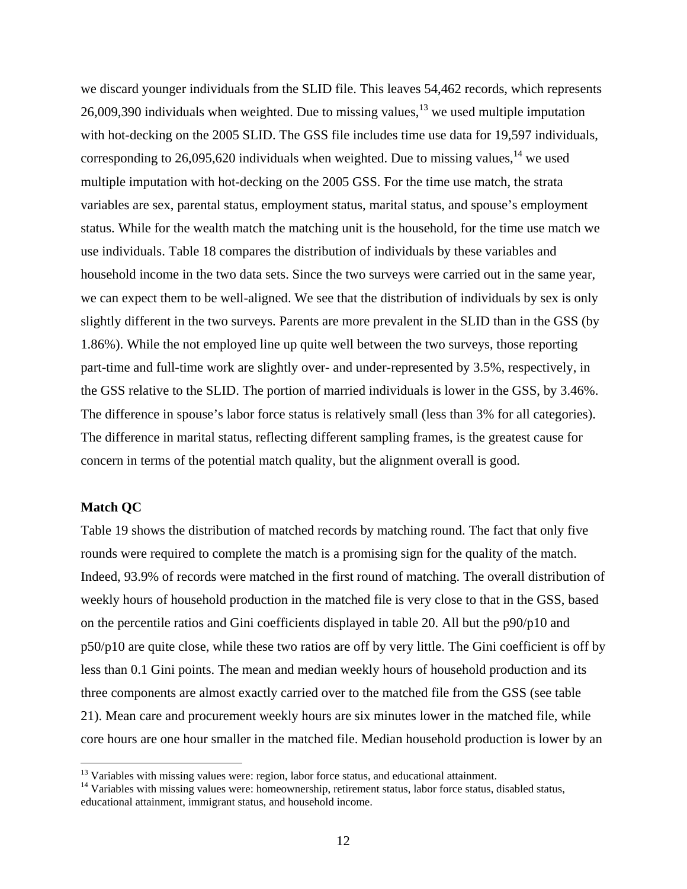we discard younger individuals from the SLID file. This leaves 54,462 records, which represents 26,009,390 individuals when weighted. Due to missing values,[13] we used multiple imputation with hot-decking on the 2005 SLID. The GSS file includes time use data for 19,597 individuals, corresponding to 26,095,620 individuals when weighted. Due to missing values,[14] we used multiple imputation with hot-decking on the 2005 GSS. For the time use match, the strata variables are sex, parental status, employment status, marital status, and spouse's employment status. While for the wealth match the matching unit is the household, for the time use match we use individuals. Table 18 compares the distribution of individuals by these variables and household income in the two data sets. Since the two surveys were carried out in the same year, we can expect them to be well-aligned. We see that the distribution of individuals by sex is only slightly different in the two surveys. Parents are more prevalent in the SLID than in the GSS (by 1.86%). While the not employed line up quite well between the two surveys, those reporting part-time and full-time work are slightly over- and under-represented by 3.5%, respectively, in the GSS relative to the SLID. The portion of married individuals is lower in the GSS, by 3.46%. The difference in spouse's labor force status is relatively small (less than 3% for all categories). The difference in marital status, reflecting different sampling frames, is the greatest cause for concern in terms of the potential match quality, but the alignment overall is good.

**Match QC**

Table 19 shows the distribution of matched records by matching round. The fact that only five rounds were required to complete the match is a promising sign for the quality of the match. Indeed, 93.9% of records were matched in the first round of matching. The overall distribution of weekly hours of household production in the matched file is very close to that in the GSS, based on the percentile ratios and Gini coefficients displayed in table 20. All but the p90/p10 and p50/p10 are quite close, while these two ratios are off by very little. The Gini coefficient is off by less than 0.1 Gini points. The mean and median weekly hours of household production and its three components are almost exactly carried over to the matched file from the GSS (see table 21). Mean care and procurement weekly hours are six minutes lower in the matched file, while core hours are one hour smaller in the matched file. Median household production is lower by an

---

[13] Variables with missing values were: region, labor force status, and educational attainment.

[14] Variables with missing values were: homeownership, retirement status, labor force status, disabled status, educational attainment, immigrant status, and household income.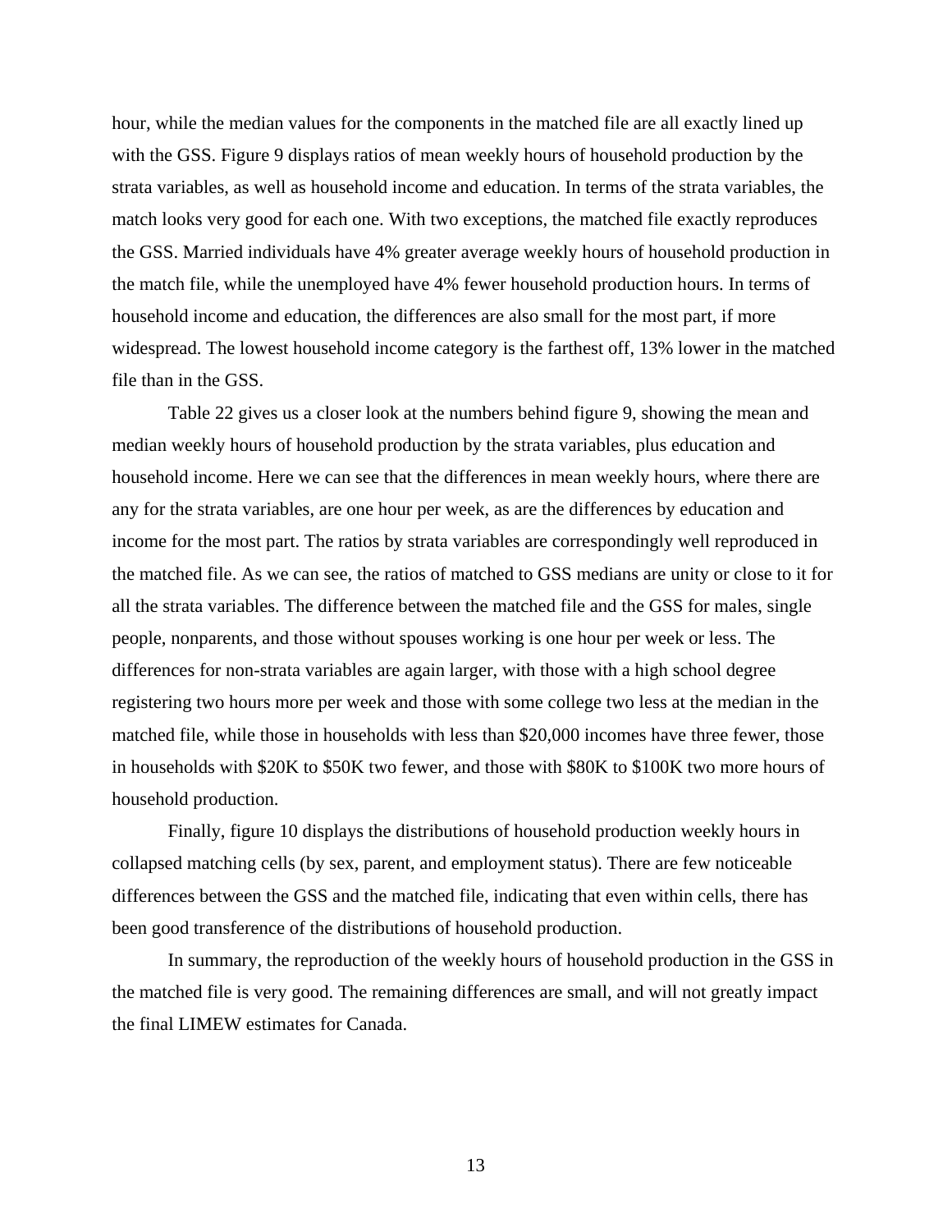hour, while the median values for the components in the matched file are all exactly lined up with the GSS. Figure 9 displays ratios of mean weekly hours of household production by the strata variables, as well as household income and education. In terms of the strata variables, the match looks very good for each one. With two exceptions, the matched file exactly reproduces the GSS. Married individuals have 4% greater average weekly hours of household production in the match file, while the unemployed have 4% fewer household production hours. In terms of household income and education, the differences are also small for the most part, if more widespread. The lowest household income category is the farthest off, 13% lower in the matched file than in the GSS.

Table 22 gives us a closer look at the numbers behind figure 9, showing the mean and median weekly hours of household production by the strata variables, plus education and household income. Here we can see that the differences in mean weekly hours, where there are any for the strata variables, are one hour per week, as are the differences by education and income for the most part. The ratios by strata variables are correspondingly well reproduced in the matched file. As we can see, the ratios of matched to GSS medians are unity or close to it for all the strata variables. The difference between the matched file and the GSS for males, single people, nonparents, and those without spouses working is one hour per week or less. The differences for non-strata variables are again larger, with those with a high school degree registering two hours more per week and those with some college two less at the median in the matched file, while those in households with less than $20,000 incomes have three fewer, those in households with $20K to $50K two fewer, and those with $80K to $100K two more hours of household production.

Finally, figure 10 displays the distributions of household production weekly hours in collapsed matching cells (by sex, parent, and employment status). There are few noticeable differences between the GSS and the matched file, indicating that even within cells, there has been good transference of the distributions of household production.

In summary, the reproduction of the weekly hours of household production in the GSS in the matched file is very good. The remaining differences are small, and will not greatly impact the final LIMEW estimates for Canada.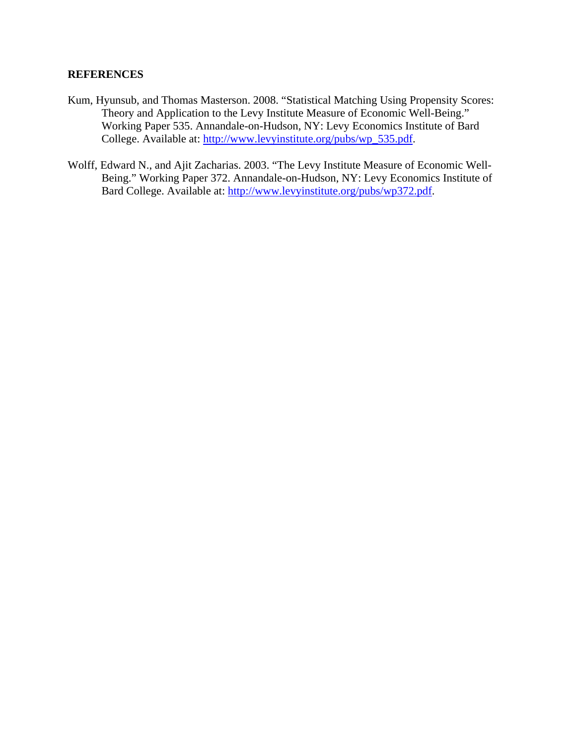## REFERENCES

Kum, Hyunsub, and Thomas Masterson. 2008. "Statistical Matching Using Propensity Scores: Theory and Application to the Levy Institute Measure of Economic Well-Being." Working Paper 535. Annandale-on-Hudson, NY: Levy Economics Institute of Bard College. Available at: http://www.levyinstitute.org/pubs/wp_535.pdf.

Wolff, Edward N., and Ajit Zacharias. 2003. "The Levy Institute Measure of Economic Well-Being." Working Paper 372. Annandale-on-Hudson, NY: Levy Economics Institute of Bard College. Available at: http://www.levyinstitute.org/pubs/wp372.pdf.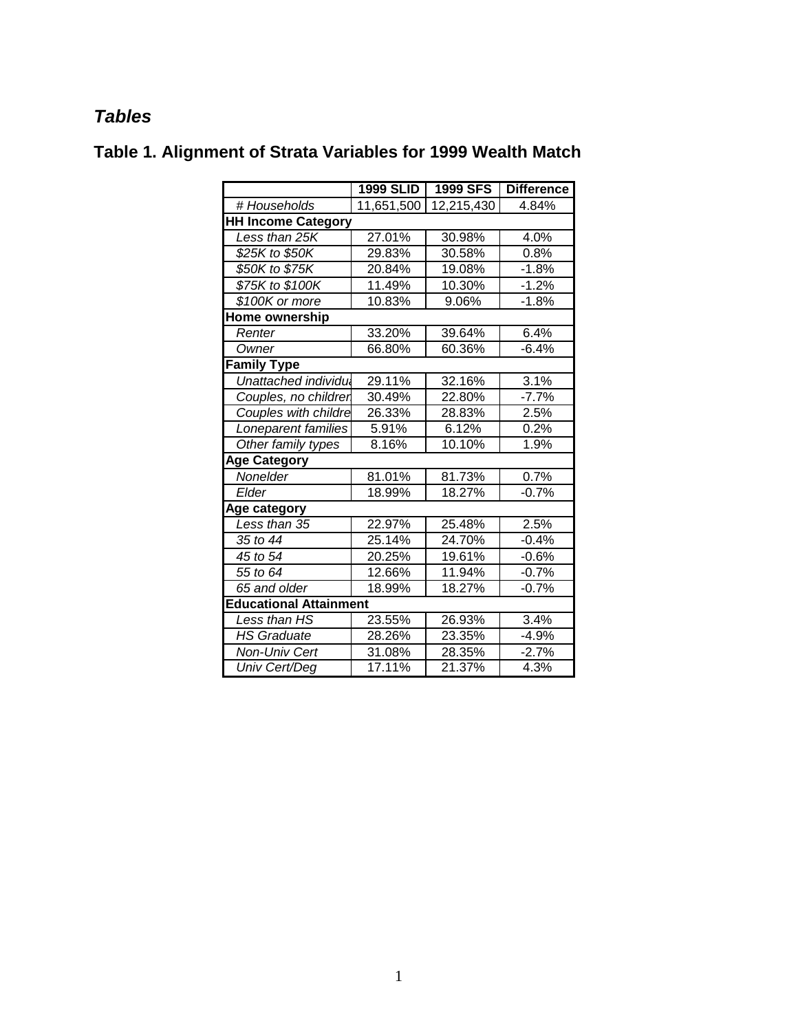## *Tables*

## Table 1. Alignment of Strata Variables for 1999 Wealth Match

| | 1999 SLID | 1999 SFS | Difference |
|---|---|---|---|
| *# Households* | 11,651,500 | 12,215,430 | 4.84% |
| **HH Income Category** | | | |
| *Less than 25K* | 27.01% | 30.98% | 4.0% |
| *$25K to $50K* | 29.83% | 30.58% | 0.8% |
| *$50K to $75K* | 20.84% | 19.08% | -1.8% |
| *$75K to $100K* | 11.49% | 10.30% | -1.2% |
| *$100K or more* | 10.83% | 9.06% | -1.8% |
| **Home ownership** | | | |
| *Renter* | 33.20% | 39.64% | 6.4% |
| *Owner* | 66.80% | 60.36% | -6.4% |
| **Family Type** | | | |
| *Unattached individua* | 29.11% | 32.16% | 3.1% |
| *Couples, no childrer* | 30.49% | 22.80% | -7.7% |
| *Couples with childre* | 26.33% | 28.83% | 2.5% |
| *Loneparent families* | 5.91% | 6.12% | 0.2% |
| *Other family types* | 8.16% | 10.10% | 1.9% |
| **Age Category** | | | |
| *Nonelder* | 81.01% | 81.73% | 0.7% |
| *Elder* | 18.99% | 18.27% | -0.7% |
| **Age category** | | | |
| *Less than 35* | 22.97% | 25.48% | 2.5% |
| *35 to 44* | 25.14% | 24.70% | -0.4% |
| *45 to 54* | 20.25% | 19.61% | -0.6% |
| *55 to 64* | 12.66% | 11.94% | -0.7% |
| *65 and older* | 18.99% | 18.27% | -0.7% |
| **Educational Attainment** | | | |
| *Less than HS* | 23.55% | 26.93% | 3.4% |
| *HS Graduate* | 28.26% | 23.35% | -4.9% |
| *Non-Univ Cert* | 31.08% | 28.35% | -2.7% |
| *Univ Cert/Deg* | 17.11% | 21.37% | 4.3% |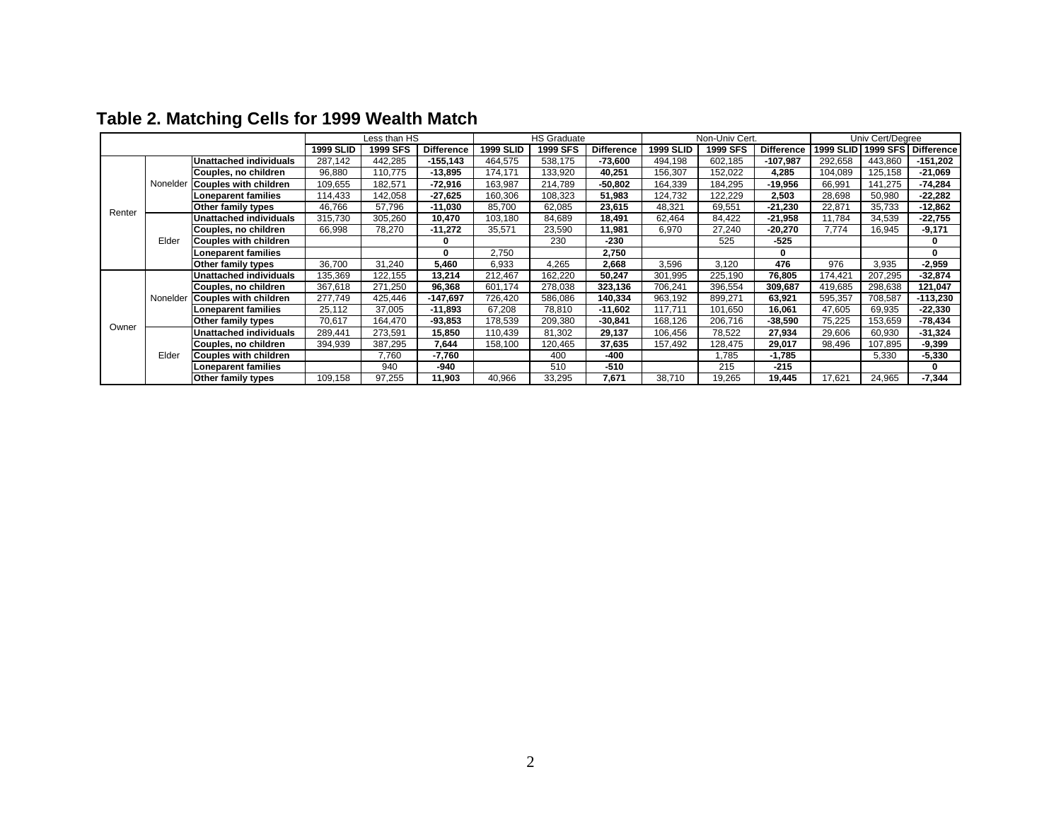## Table 2. Matching Cells for 1999 Wealth Match

| | | | Less than HS | | | HS Graduate | | | Non-Univ Cert. | | | Univ Cert/Degree | | |
|---|---|---|---|---|---|---|---|---|---|---|---|---|---|---|
| | | | **1999 SLID** | **1999 SFS** | **Difference** | **1999 SLID** | **1999 SFS** | **Difference** | **1999 SLID** | **1999 SFS** | **Difference** | **1999 SLID** | **1999 SFS** | **Difference** |
| Renter | Nonelder | **Unattached individuals** | 287,142 | 442,285 | **-155,143** | 464,575 | 538,175 | **-73,600** | 494,198 | 602,185 | **-107,987** | 292,658 | 443,860 | **-151,202** |
| | | **Couples, no children** | 96,880 | 110,775 | **-13,895** | 174,171 | 133,920 | **40,251** | 156,307 | 152,022 | **4,285** | 104,089 | 125,158 | **-21,069** |
| | | **Couples with children** | 109,655 | 182,571 | **-72,916** | 163,987 | 214,789 | **-50,802** | 164,339 | 184,295 | **-19,956** | 66,991 | 141,275 | **-74,284** |
| | | **Loneparent families** | 114,433 | 142,058 | **-27,625** | 160,306 | 108,323 | **51,983** | 124,732 | 122,229 | **2,503** | 28,698 | 50,980 | **-22,282** |
| | | **Other family types** | 46,766 | 57,796 | **-11,030** | 85,700 | 62,085 | **23,615** | 48,321 | 69,551 | **-21,230** | 22,871 | 35,733 | **-12,862** |
| | Elder | **Unattached individuals** | 315,730 | 305,260 | **10,470** | 103,180 | 84,689 | **18,491** | 62,464 | 84,422 | **-21,958** | 11,784 | 34,539 | **-22,755** |
| | | **Couples, no children** | 66,998 | 78,270 | **-11,272** | 35,571 | 23,590 | **11,981** | 6,970 | 27,240 | **-20,270** | 7,774 | 16,945 | **-9,171** |
| | | **Couples with children** | | | **0** | | 230 | **-230** | | 525 | **-525** | | | **0** |
| | | **Loneparent families** | | | **0** | 2,750 | | **2,750** | | | **0** | | | **0** |
| | | **Other family types** | 36,700 | 31,240 | **5,460** | 6,933 | 4,265 | **2,668** | 3,596 | 3,120 | **476** | 976 | 3,935 | **-2,959** |
| Owner | Nonelder | **Unattached individuals** | 135,369 | 122,155 | **13,214** | 212,467 | 162,220 | **50,247** | 301,995 | 225,190 | **76,805** | 174,421 | 207,295 | **-32,874** |
| | | **Couples, no children** | 367,618 | 271,250 | **96,368** | 601,174 | 278,038 | **323,136** | 706,241 | 396,554 | **309,687** | 419,685 | 298,638 | **121,047** |
| | | **Couples with children** | 277,749 | 425,446 | **-147,697** | 726,420 | 586,086 | **140,334** | 963,192 | 899,271 | **63,921** | 595,357 | 708,587 | **-113,230** |
| | | **Loneparent families** | 25,112 | 37,005 | **-11,893** | 67,208 | 78,810 | **-11,602** | 117,711 | 101,650 | **16,061** | 47,605 | 69,935 | **-22,330** |
| | | **Other family types** | 70,617 | 164,470 | **-93,853** | 178,539 | 209,380 | **-30,841** | 168,126 | 206,716 | **-38,590** | 75,225 | 153,659 | **-78,434** |
| | Elder | **Unattached individuals** | 289,441 | 273,591 | **15,850** | 110,439 | 81,302 | **29,137** | 106,456 | 78,522 | **27,934** | 29,606 | 60,930 | **-31,324** |
| | | **Couples, no children** | 394,939 | 387,295 | **7,644** | 158,100 | 120,465 | **37,635** | 157,492 | 128,475 | **29,017** | 98,496 | 107,895 | **-9,399** |
| | | **Couples with children** | | 7,760 | **-7,760** | | 400 | **-400** | | 1,785 | **-1,785** | | 5,330 | **-5,330** |
| | | **Loneparent families** | | 940 | **-940** | | 510 | **-510** | | 215 | **-215** | | | **0** |
| | | **Other family types** | 109,158 | 97,255 | **11,903** | 40,966 | 33,295 | **7,671** | 38,710 | 19,265 | **19,445** | 17,621 | 24,965 | **-7,344** |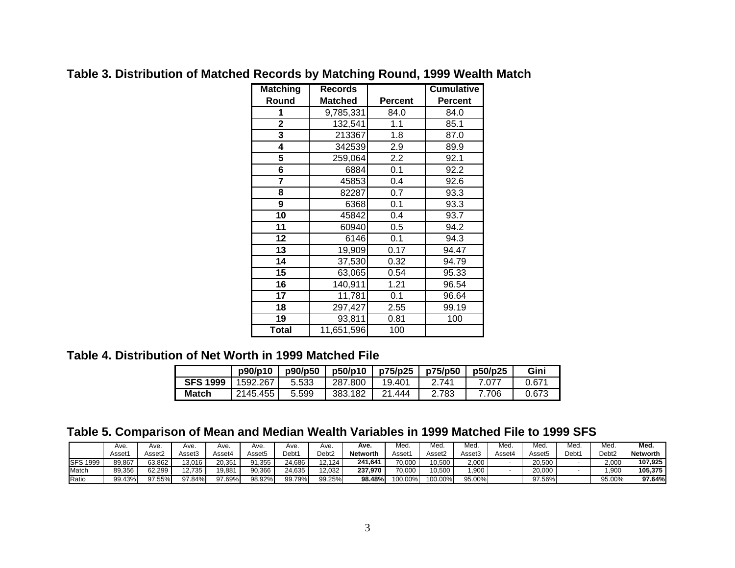## Table 3. Distribution of Matched Records by Matching Round, 1999 Wealth Match

| Matching Round | Records Matched | Percent | Cumulative Percent |
|---|---|---|---|
| 1 | 9,785,331 | 84.0 | 84.0 |
| 2 | 132,541 | 1.1 | 85.1 |
| 3 | 213367 | 1.8 | 87.0 |
| 4 | 342539 | 2.9 | 89.9 |
| 5 | 259,064 | 2.2 | 92.1 |
| 6 | 6884 | 0.1 | 92.2 |
| 7 | 45853 | 0.4 | 92.6 |
| 8 | 82287 | 0.7 | 93.3 |
| 9 | 6368 | 0.1 | 93.3 |
| 10 | 45842 | 0.4 | 93.7 |
| 11 | 60940 | 0.5 | 94.2 |
| 12 | 6146 | 0.1 | 94.3 |
| 13 | 19,909 | 0.17 | 94.47 |
| 14 | 37,530 | 0.32 | 94.79 |
| 15 | 63,065 | 0.54 | 95.33 |
| 16 | 140,911 | 1.21 | 96.54 |
| 17 | 11,781 | 0.1 | 96.64 |
| 18 | 297,427 | 2.55 | 99.19 |
| 19 | 93,811 | 0.81 | 100 |
| **Total** | 11,651,596 | 100 | |

## Table 4. Distribution of Net Worth in 1999 Matched File

| | p90/p10 | p90/p50 | p50/p10 | p75/p25 | p75/p50 | p50/p25 | Gini |
|---|---|---|---|---|---|---|---|
| **SFS 1999** | 1592.267 | 5.533 | 287.800 | 19.401 | 2.741 | 7.077 | 0.671 |
| **Match** | 2145.455 | 5.599 | 383.182 | 21.444 | 2.783 | 7.706 | 0.673 |

## Table 5. Comparison of Mean and Median Wealth Variables in 1999 Matched File to 1999 SFS

| | Ave. Asset1 | Ave. Asset2 | Ave. Asset3 | Ave. Asset4 | Ave. Asset5 | Ave. Debt1 | Ave. Debt2 | **Ave. Networth** | Med. Asset1 | Med. Asset2 | Med. Asset3 | Med. Asset4 | Med. Asset5 | Med. Debt1 | Med. Debt2 | **Med. Networth** |
|---|---|---|---|---|---|---|---|---|---|---|---|---|---|---|---|---|
| SFS 1999 | 89,867 | 63,862 | 13,016 | 20,351 | 91,355 | 24,686 | 12,124 | **241,641** | 70,000 | 10,500 | 2,000 | - | 20,500 | - | 2,000 | **107,925** |
| Match | 89,356 | 62,299 | 12,735 | 19,881 | 90,366 | 24,635 | 12,032 | **237,970** | 70,000 | 10,500 | 1,900 | - | 20,000 | - | 1,900 | **105,375** |
| Ratio | 99.43% | 97.55% | 97.84% | 97.69% | 98.92% | 99.79% | 99.25% | **98.48%** | 100.00% | 100.00% | 95.00% | | 97.56% | | 95.00% | **97.64%** |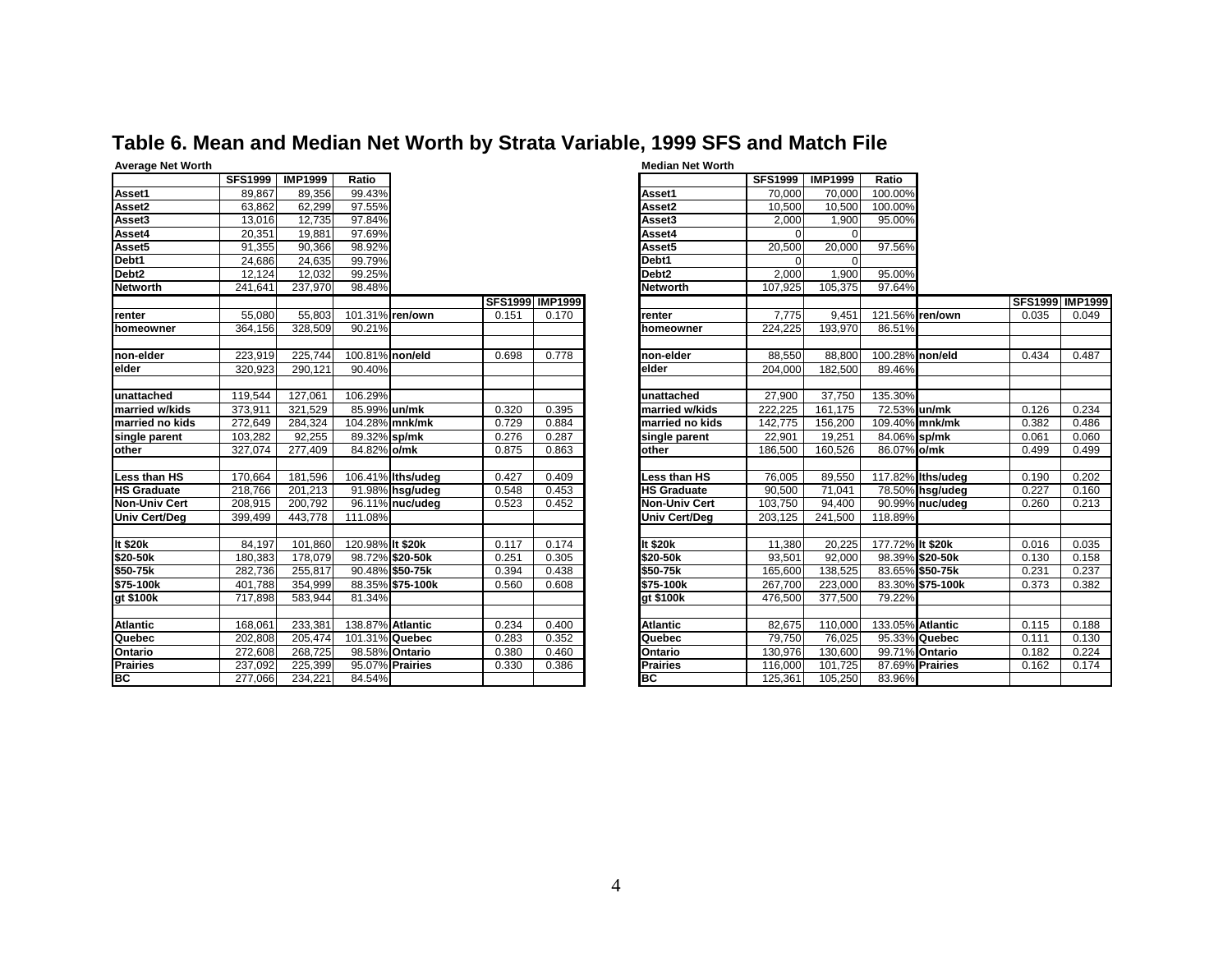# Table 6. Mean and Median Net Worth by Strata Variable, 1999 SFS and Match File

**Average Net Worth**

| | SFS1999 | IMP1999 | Ratio | | SFS1999 | IMP1999 |
|---|---|---|---|---|---|---|
| **Asset1** | 89,867 | 89,356 | 99.43% | | | |
| **Asset2** | 63,862 | 62,299 | 97.55% | | | |
| **Asset3** | 13,016 | 12,735 | 97.84% | | | |
| **Asset4** | 20,351 | 19,881 | 97.69% | | | |
| **Asset5** | 91,355 | 90,366 | 98.92% | | | |
| **Debt1** | 24,686 | 24,635 | 99.79% | | | |
| **Debt2** | 12,124 | 12,032 | 99.25% | | | |
| **Networth** | 241,641 | 237,970 | 98.48% | | | |
| **renter** | 55,080 | 55,803 | 101.31% | **ren/own** | 0.151 | 0.170 |
| **homeowner** | 364,156 | 328,509 | 90.21% | | | |
| **non-elder** | 223,919 | 225,744 | 100.81% | **non/eld** | 0.698 | 0.778 |
| **elder** | 320,923 | 290,121 | 90.40% | | | |
| **unattached** | 119,544 | 127,061 | 106.29% | | | |
| **married w/kids** | 373,911 | 321,529 | 85.99% | **un/mk** | 0.320 | 0.395 |
| **married no kids** | 272,649 | 284,324 | 104.28% | **mnk/mk** | 0.729 | 0.884 |
| **single parent** | 103,282 | 92,255 | 89.32% | **sp/mk** | 0.276 | 0.287 |
| **other** | 327,074 | 277,409 | 84.82% | **o/mk** | 0.875 | 0.863 |
| **Less than HS** | 170,664 | 181,596 | 106.41% | **lths/udeg** | 0.427 | 0.409 |
| **HS Graduate** | 218,766 | 201,213 | 91.98% | **hsg/udeg** | 0.548 | 0.453 |
| **Non-Univ Cert** | 208,915 | 200,792 | 96.11% | **nuc/udeg** | 0.523 | 0.452 |
| **Univ Cert/Deg** | 399,499 | 443,778 | 111.08% | | | |
| **lt $20k** | 84,197 | 101,860 | 120.98% | **lt $20k** | 0.117 | 0.174 |
| **$20-50k** | 180,383 | 178,079 | 98.72% | **$20-50k** | 0.251 | 0.305 |
| **$50-75k** | 282,736 | 255,817 | 90.48% | **$50-75k** | 0.394 | 0.438 |
| **$75-100k** | 401,788 | 354,999 | 88.35% | **$75-100k** | 0.560 | 0.608 |
| **gt $100k** | 717,898 | 583,944 | 81.34% | | | |
| **Atlantic** | 168,061 | 233,381 | 138.87% | **Atlantic** | 0.234 | 0.400 |
| **Quebec** | 202,808 | 205,474 | 101.31% | **Quebec** | 0.283 | 0.352 |
| **Ontario** | 272,608 | 268,725 | 98.58% | **Ontario** | 0.380 | 0.460 |
| **Prairies** | 237,092 | 225,399 | 95.07% | **Prairies** | 0.330 | 0.386 |
| **BC** | 277,066 | 234,221 | 84.54% | | | |

**Median Net Worth**

| | SFS1999 | IMP1999 | Ratio | | SFS1999 | IMP1999 |
|---|---|---|---|---|---|---|
| **Asset1** | 70,000 | 70,000 | 100.00% | | | |
| **Asset2** | 10,500 | 10,500 | 100.00% | | | |
| **Asset3** | 2,000 | 1,900 | 95.00% | | | |
| **Asset4** | 0 | 0 | | | | |
| **Asset5** | 20,500 | 20,000 | 97.56% | | | |
| **Debt1** | 0 | 0 | | | | |
| **Debt2** | 2,000 | 1,900 | 95.00% | | | |
| **Networth** | 107,925 | 105,375 | 97.64% | | | |
| **renter** | 7,775 | 9,451 | 121.56% | **ren/own** | 0.035 | 0.049 |
| **homeowner** | 224,225 | 193,970 | 86.51% | | | |
| **non-elder** | 88,550 | 88,800 | 100.28% | **non/eld** | 0.434 | 0.487 |
| **elder** | 204,000 | 182,500 | 89.46% | | | |
| **unattached** | 27,900 | 37,750 | 135.30% | | | |
| **married w/kids** | 222,225 | 161,175 | 72.53% | **un/mk** | 0.126 | 0.234 |
| **married no kids** | 142,775 | 156,200 | 109.40% | **mnk/mk** | 0.382 | 0.486 |
| **single parent** | 22,901 | 19,251 | 84.06% | **sp/mk** | 0.061 | 0.060 |
| **other** | 186,500 | 160,526 | 86.07% | **o/mk** | 0.499 | 0.499 |
| **Less than HS** | 76,005 | 89,550 | 117.82% | **lths/udeg** | 0.190 | 0.202 |
| **HS Graduate** | 90,500 | 71,041 | 78.50% | **hsg/udeg** | 0.227 | 0.160 |
| **Non-Univ Cert** | 103,750 | 94,400 | 90.99% | **nuc/udeg** | 0.260 | 0.213 |
| **Univ Cert/Deg** | 203,125 | 241,500 | 118.89% | | | |
| **lt $20k** | 11,380 | 20,225 | 177.72% | **lt $20k** | 0.016 | 0.035 |
| **$20-50k** | 93,501 | 92,000 | 98.39% | **$20-50k** | 0.130 | 0.158 |
| **$50-75k** | 165,600 | 138,525 | 83.65% | **$50-75k** | 0.231 | 0.237 |
| **$75-100k** | 267,700 | 223,000 | 83.30% | **$75-100k** | 0.373 | 0.382 |
| **gt $100k** | 476,500 | 377,500 | 79.22% | | | |
| **Atlantic** | 82,675 | 110,000 | 133.05% | **Atlantic** | 0.115 | 0.188 |
| **Quebec** | 79,750 | 76,025 | 95.33% | **Quebec** | 0.111 | 0.130 |
| **Ontario** | 130,976 | 130,600 | 99.71% | **Ontario** | 0.182 | 0.224 |
| **Prairies** | 116,000 | 101,725 | 87.69% | **Prairies** | 0.162 | 0.174 |
| **BC** | 125,361 | 105,250 | 83.96% | | | |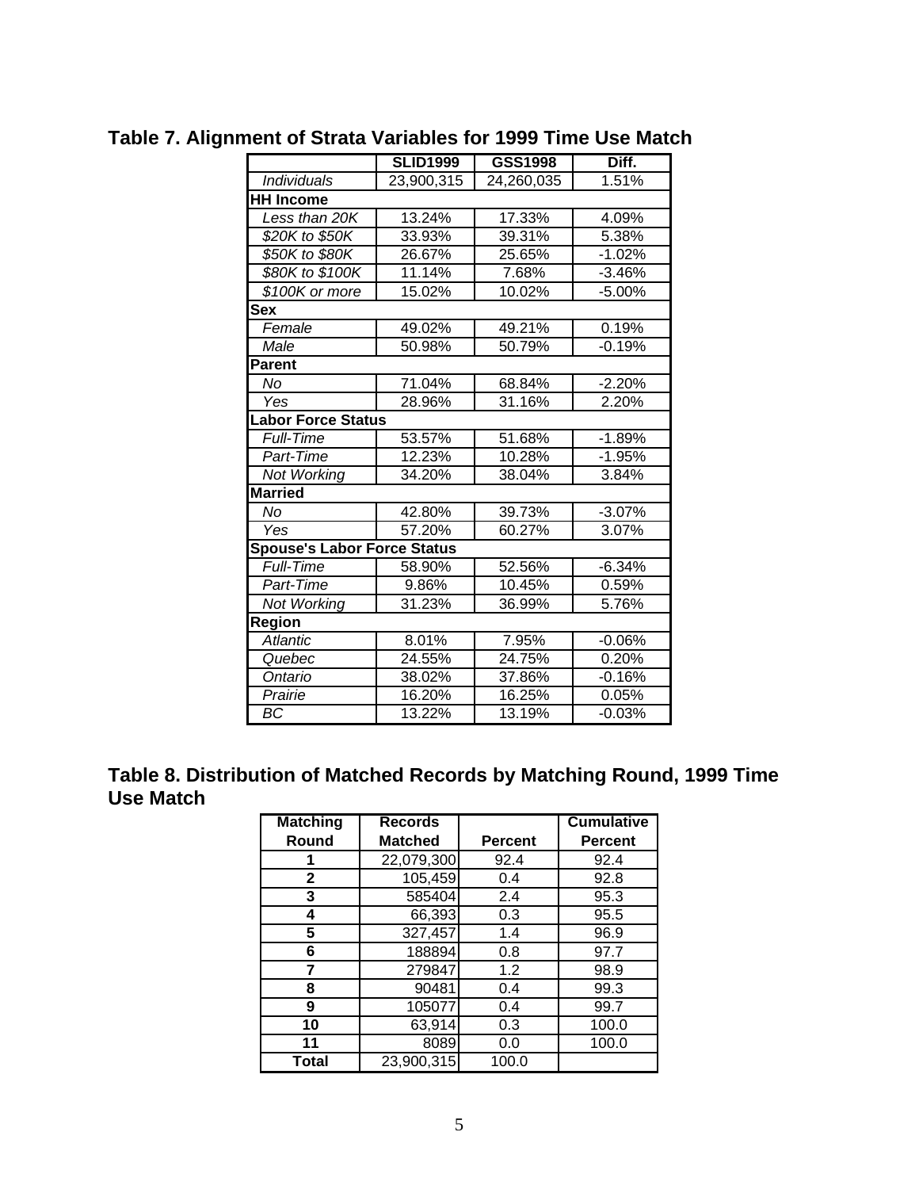## Table 7. Alignment of Strata Variables for 1999 Time Use Match

| | SLID1999 | GSS1998 | Diff. |
|---|---|---|---|
| *Individuals* | 23,900,315 | 24,260,035 | 1.51% |
| **HH Income** | | | |
| *Less than 20K* | 13.24% | 17.33% | 4.09% |
| *$20K to $50K* | 33.93% | 39.31% | 5.38% |
| *$50K to $80K* | 26.67% | 25.65% | -1.02% |
| *$80K to $100K* | 11.14% | 7.68% | -3.46% |
| *$100K or more* | 15.02% | 10.02% | -5.00% |
| **Sex** | | | |
| *Female* | 49.02% | 49.21% | 0.19% |
| *Male* | 50.98% | 50.79% | -0.19% |
| **Parent** | | | |
| *No* | 71.04% | 68.84% | -2.20% |
| *Yes* | 28.96% | 31.16% | 2.20% |
| **Labor Force Status** | | | |
| *Full-Time* | 53.57% | 51.68% | -1.89% |
| *Part-Time* | 12.23% | 10.28% | -1.95% |
| *Not Working* | 34.20% | 38.04% | 3.84% |
| **Married** | | | |
| *No* | 42.80% | 39.73% | -3.07% |
| *Yes* | 57.20% | 60.27% | 3.07% |
| **Spouse's Labor Force Status** | | | |
| *Full-Time* | 58.90% | 52.56% | -6.34% |
| *Part-Time* | 9.86% | 10.45% | 0.59% |
| *Not Working* | 31.23% | 36.99% | 5.76% |
| **Region** | | | |
| *Atlantic* | 8.01% | 7.95% | -0.06% |
| *Quebec* | 24.55% | 24.75% | 0.20% |
| *Ontario* | 38.02% | 37.86% | -0.16% |
| *Prairie* | 16.20% | 16.25% | 0.05% |
| *BC* | 13.22% | 13.19% | -0.03% |

## Table 8. Distribution of Matched Records by Matching Round, 1999 Time Use Match

| Matching Round | Records Matched | Percent | Cumulative Percent |
|---|---|---|---|
| 1 | 22,079,300 | 92.4 | 92.4 |
| 2 | 105,459 | 0.4 | 92.8 |
| 3 | 585404 | 2.4 | 95.3 |
| 4 | 66,393 | 0.3 | 95.5 |
| 5 | 327,457 | 1.4 | 96.9 |
| 6 | 188894 | 0.8 | 97.7 |
| 7 | 279847 | 1.2 | 98.9 |
| 8 | 90481 | 0.4 | 99.3 |
| 9 | 105077 | 0.4 | 99.7 |
| 10 | 63,914 | 0.3 | 100.0 |
| 11 | 8089 | 0.0 | 100.0 |
| **Total** | 23,900,315 | 100.0 | |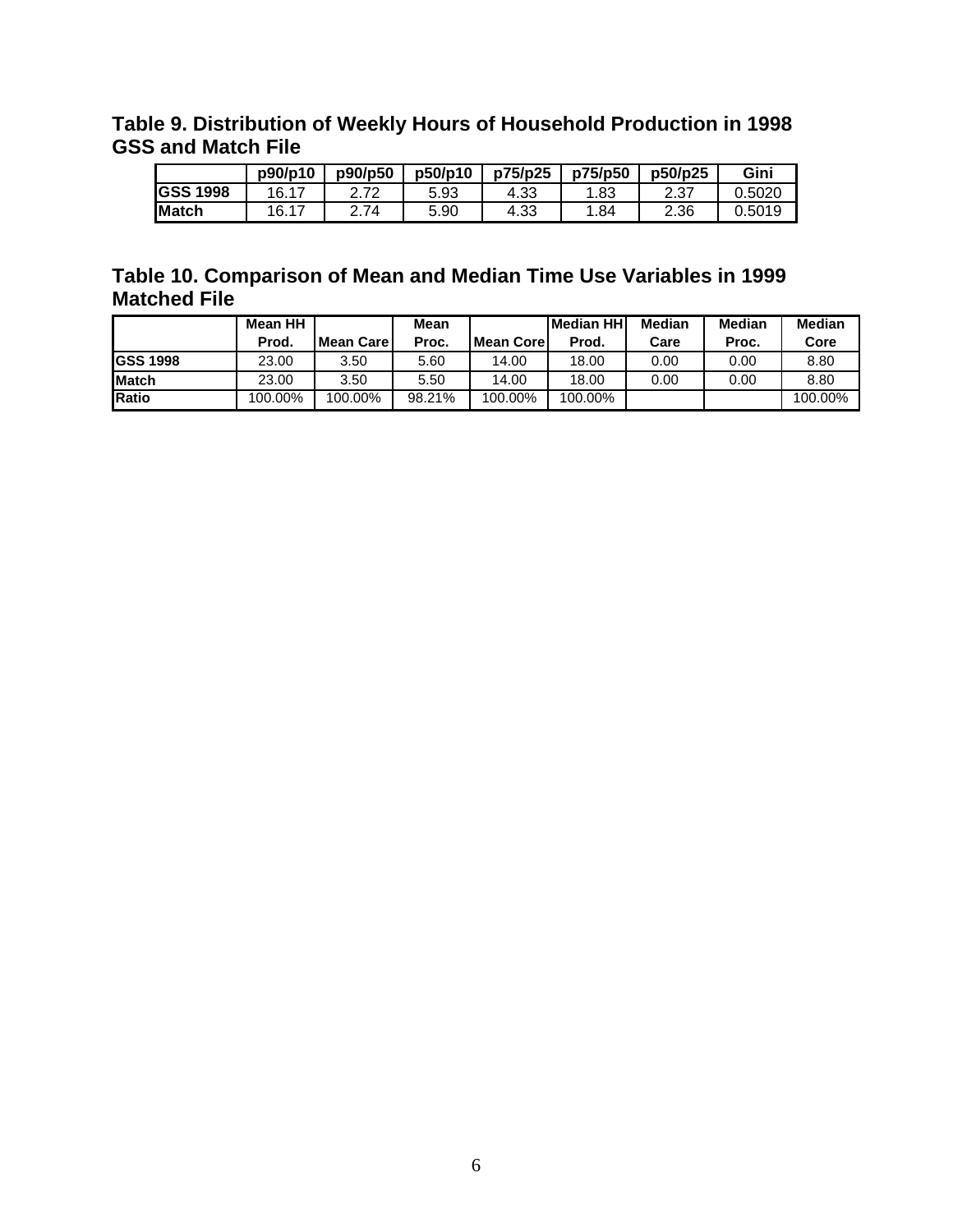## Table 9. Distribution of Weekly Hours of Household Production in 1998 GSS and Match File

| | p90/p10 | p90/p50 | p50/p10 | p75/p25 | p75/p50 | p50/p25 | Gini |
|---|---|---|---|---|---|---|---|
| **GSS 1998** | 16.17 | 2.72 | 5.93 | 4.33 | 1.83 | 2.37 | 0.5020 |
| **Match** | 16.17 | 2.74 | 5.90 | 4.33 | 1.84 | 2.36 | 0.5019 |

## Table 10. Comparison of Mean and Median Time Use Variables in 1999 Matched File

| | Mean HH Prod. | Mean Care | Mean Proc. | Mean Core | Median HH Prod. | Median Care | Median Proc. | Median Core |
|---|---|---|---|---|---|---|---|---|
| **GSS 1998** | 23.00 | 3.50 | 5.60 | 14.00 | 18.00 | 0.00 | 0.00 | 8.80 |
| **Match** | 23.00 | 3.50 | 5.50 | 14.00 | 18.00 | 0.00 | 0.00 | 8.80 |
| **Ratio** | 100.00% | 100.00% | 98.21% | 100.00% | 100.00% | | | 100.00% |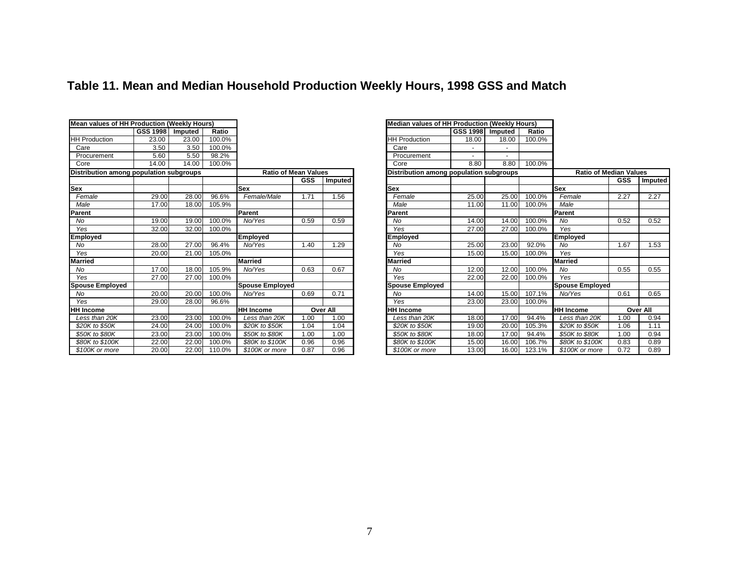# Table 11. Mean and Median Household Production Weekly Hours, 1998 GSS and Match

| Mean values of HH Production (Weekly Hours) | GSS 1998 | Imputed | Ratio |
|---|---|---|---|
| HH Production | 23.00 | 23.00 | 100.0% |
| Care | 3.50 | 3.50 | 100.0% |
| Procurement | 5.60 | 5.50 | 98.2% |
| Core | 14.00 | 14.00 | 100.0% |

| Distribution among population subgroups | | | | Ratio of Mean Values | GSS | Imputed |
|---|---|---|---|---|---|---|
| **Sex** | | | | **Sex** | | |
| *Female* | 29.00 | 28.00 | 96.6% | *Female/Male* | 1.71 | 1.56 |
| *Male* | 17.00 | 18.00 | 105.9% | | | |
| **Parent** | | | | **Parent** | | |
| *No* | 19.00 | 19.00 | 100.0% | *No/Yes* | 0.59 | 0.59 |
| *Yes* | 32.00 | 32.00 | 100.0% | | | |
| **Employed** | | | | **Employed** | | |
| *No* | 28.00 | 27.00 | 96.4% | *No/Yes* | 1.40 | 1.29 |
| *Yes* | 20.00 | 21.00 | 105.0% | | | |
| **Married** | | | | **Married** | | |
| *No* | 17.00 | 18.00 | 105.9% | *No/Yes* | 0.63 | 0.67 |
| *Yes* | 27.00 | 27.00 | 100.0% | | | |
| **Spouse Employed** | | | | **Spouse Employed** | | |
| *No* | 20.00 | 20.00 | 100.0% | *No/Yes* | 0.69 | 0.71 |
| *Yes* | 29.00 | 28.00 | 96.6% | | | |
| **HH Income** | | | | **HH Income** | Over All | |
| *Less than 20K* | 23.00 | 23.00 | 100.0% | *Less than 20K* | 1.00 | 1.00 |
| *$20K to $50K* | 24.00 | 24.00 | 100.0% | *$20K to $50K* | 1.04 | 1.04 |
| *$50K to $80K* | 23.00 | 23.00 | 100.0% | *$50K to $80K* | 1.00 | 1.00 |
| *$80K to $100K* | 22.00 | 22.00 | 100.0% | *$80K to $100K* | 0.96 | 0.96 |
| *$100K or more* | 20.00 | 22.00 | 110.0% | *$100K or more* | 0.87 | 0.96 |

| Median values of HH Production (Weekly Hours) | GSS 1998 | Imputed | Ratio |
|---|---|---|---|
| HH Production | 18.00 | 18.00 | 100.0% |
| Care | - | - | |
| Procurement | - | - | |
| Core | 8.80 | 8.80 | 100.0% |

| Distribution among population subgroups | | | | Ratio of Median Values | GSS | Imputed |
|---|---|---|---|---|---|---|
| **Sex** | | | | **Sex** | | |
| *Female* | 25.00 | 25.00 | 100.0% | *Female* | 2.27 | 2.27 |
| *Male* | 11.00 | 11.00 | 100.0% | *Male* | | |
| **Parent** | | | | **Parent** | | |
| *No* | 14.00 | 14.00 | 100.0% | *No* | 0.52 | 0.52 |
| *Yes* | 27.00 | 27.00 | 100.0% | *Yes* | | |
| **Employed** | | | | **Employed** | | |
| *No* | 25.00 | 23.00 | 92.0% | *No* | 1.67 | 1.53 |
| *Yes* | 15.00 | 15.00 | 100.0% | *Yes* | | |
| **Married** | | | | **Married** | | |
| *No* | 12.00 | 12.00 | 100.0% | *No* | 0.55 | 0.55 |
| *Yes* | 22.00 | 22.00 | 100.0% | *Yes* | | |
| **Spouse Employed** | | | | **Spouse Employed** | | |
| *No* | 14.00 | 15.00 | 107.1% | *No/Yes* | 0.61 | 0.65 |
| *Yes* | 23.00 | 23.00 | 100.0% | | | |
| **HH Income** | | | | **HH Income** | Over All | |
| *Less than 20K* | 18.00 | 17.00 | 94.4% | *Less than 20K* | 1.00 | 0.94 |
| *$20K to $50K* | 19.00 | 20.00 | 105.3% | *$20K to $50K* | 1.06 | 1.11 |
| *$50K to $80K* | 18.00 | 17.00 | 94.4% | *$50K to $80K* | 1.00 | 0.94 |
| *$80K to $100K* | 15.00 | 16.00 | 106.7% | *$80K to $100K* | 0.83 | 0.89 |
| *$100K or more* | 13.00 | 16.00 | 123.1% | *$100K or more* | 0.72 | 0.89 |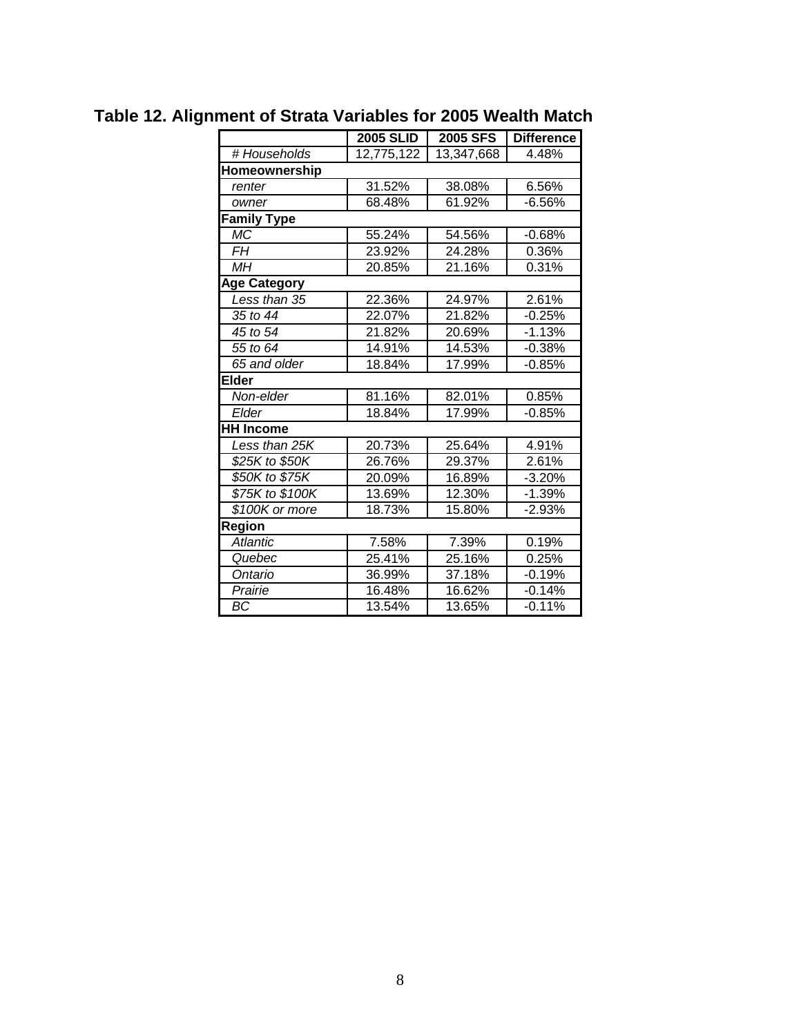## Table 12. Alignment of Strata Variables for 2005 Wealth Match

| | 2005 SLID | 2005 SFS | Difference |
|---|---|---|---|
| *# Households* | 12,775,122 | 13,347,668 | 4.48% |
| **Homeownership** | | | |
| *renter* | 31.52% | 38.08% | 6.56% |
| *owner* | 68.48% | 61.92% | -6.56% |
| **Family Type** | | | |
| *MC* | 55.24% | 54.56% | -0.68% |
| *FH* | 23.92% | 24.28% | 0.36% |
| *MH* | 20.85% | 21.16% | 0.31% |
| **Age Category** | | | |
| *Less than 35* | 22.36% | 24.97% | 2.61% |
| *35 to 44* | 22.07% | 21.82% | -0.25% |
| *45 to 54* | 21.82% | 20.69% | -1.13% |
| *55 to 64* | 14.91% | 14.53% | -0.38% |
| *65 and older* | 18.84% | 17.99% | -0.85% |
| **Elder** | | | |
| *Non-elder* | 81.16% | 82.01% | 0.85% |
| *Elder* | 18.84% | 17.99% | -0.85% |
| **HH Income** | | | |
| *Less than 25K* | 20.73% | 25.64% | 4.91% |
| *$25K to $50K* | 26.76% | 29.37% | 2.61% |
| *$50K to $75K* | 20.09% | 16.89% | -3.20% |
| *$75K to $100K* | 13.69% | 12.30% | -1.39% |
| *$100K or more* | 18.73% | 15.80% | -2.93% |
| **Region** | | | |
| *Atlantic* | 7.58% | 7.39% | 0.19% |
| *Quebec* | 25.41% | 25.16% | 0.25% |
| *Ontario* | 36.99% | 37.18% | -0.19% |
| *Prairie* | 16.48% | 16.62% | -0.14% |
| *BC* | 13.54% | 13.65% | -0.11% |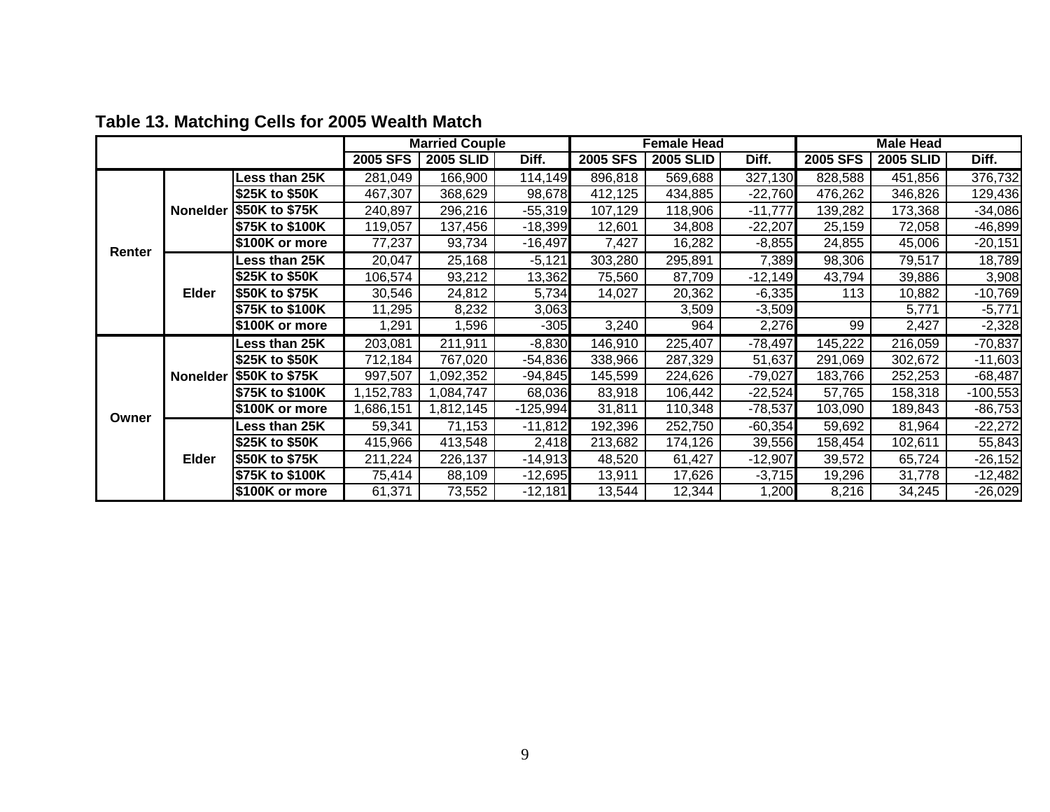# Table 13. Matching Cells for 2005 Wealth Match

| | | | Married Couple | | | Female Head | | | Male Head | | |
|---|---|---|---|---|---|---|---|---|---|---|---|
| | | | 2005 SFS | 2005 SLID | Diff. | 2005 SFS | 2005 SLID | Diff. | 2005 SFS | 2005 SLID | Diff. |
| Renter | Nonelder | Less than 25K | 281,049 | 166,900 | 114,149 | 896,818 | 569,688 | 327,130 | 828,588 | 451,856 | 376,732 |
| | | $25K to $50K | 467,307 | 368,629 | 98,678 | 412,125 | 434,885 | -22,760 | 476,262 | 346,826 | 129,436 |
| | | $50K to $75K | 240,897 | 296,216 | -55,319 | 107,129 | 118,906 | -11,777 | 139,282 | 173,368 | -34,086 |
| | | $75K to $100K | 119,057 | 137,456 | -18,399 | 12,601 | 34,808 | -22,207 | 25,159 | 72,058 | -46,899 |
| | | $100K or more | 77,237 | 93,734 | -16,497 | 7,427 | 16,282 | -8,855 | 24,855 | 45,006 | -20,151 |
| | Elder | Less than 25K | 20,047 | 25,168 | -5,121 | 303,280 | 295,891 | 7,389 | 98,306 | 79,517 | 18,789 |
| | | $25K to $50K | 106,574 | 93,212 | 13,362 | 75,560 | 87,709 | -12,149 | 43,794 | 39,886 | 3,908 |
| | | $50K to $75K | 30,546 | 24,812 | 5,734 | 14,027 | 20,362 | -6,335 | 113 | 10,882 | -10,769 |
| | | $75K to $100K | 11,295 | 8,232 | 3,063 | | 3,509 | -3,509 | | 5,771 | -5,771 |
| | | $100K or more | 1,291 | 1,596 | -305 | 3,240 | 964 | 2,276 | 99 | 2,427 | -2,328 |
| Owner | Nonelder | Less than 25K | 203,081 | 211,911 | -8,830 | 146,910 | 225,407 | -78,497 | 145,222 | 216,059 | -70,837 |
| | | $25K to $50K | 712,184 | 767,020 | -54,836 | 338,966 | 287,329 | 51,637 | 291,069 | 302,672 | -11,603 |
| | | $50K to $75K | 997,507 | 1,092,352 | -94,845 | 145,599 | 224,626 | -79,027 | 183,766 | 252,253 | -68,487 |
| | | $75K to $100K | 1,152,783 | 1,084,747 | 68,036 | 83,918 | 106,442 | -22,524 | 57,765 | 158,318 | -100,553 |
| | | $100K or more | 1,686,151 | 1,812,145 | -125,994 | 31,811 | 110,348 | -78,537 | 103,090 | 189,843 | -86,753 |
| | Elder | Less than 25K | 59,341 | 71,153 | -11,812 | 192,396 | 252,750 | -60,354 | 59,692 | 81,964 | -22,272 |
| | | $25K to $50K | 415,966 | 413,548 | 2,418 | 213,682 | 174,126 | 39,556 | 158,454 | 102,611 | 55,843 |
| | | $50K to $75K | 211,224 | 226,137 | -14,913 | 48,520 | 61,427 | -12,907 | 39,572 | 65,724 | -26,152 |
| | | $75K to $100K | 75,414 | 88,109 | -12,695 | 13,911 | 17,626 | -3,715 | 19,296 | 31,778 | -12,482 |
| | | $100K or more | 61,371 | 73,552 | -12,181 | 13,544 | 12,344 | 1,200 | 8,216 | 34,245 | -26,029 |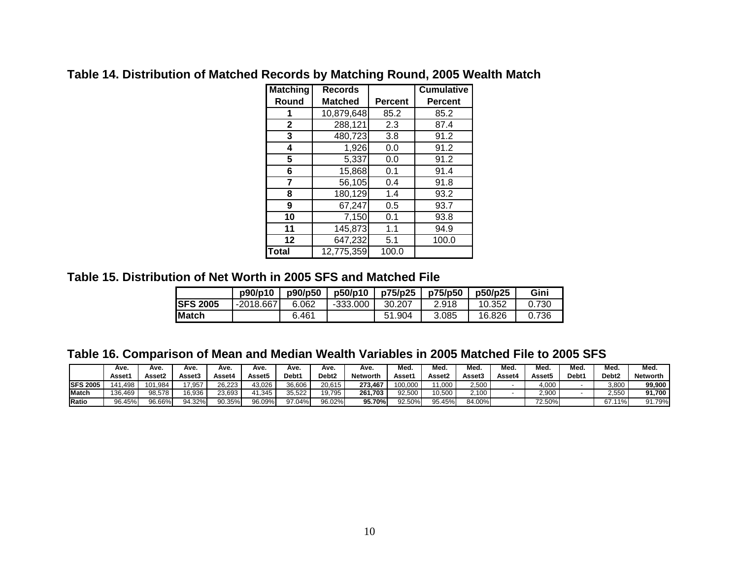## Table 14. Distribution of Matched Records by Matching Round, 2005 Wealth Match

| Matching Round | Records Matched | Percent | Cumulative Percent |
|---|---|---|---|
| 1 | 10,879,648 | 85.2 | 85.2 |
| 2 | 288,121 | 2.3 | 87.4 |
| 3 | 480,723 | 3.8 | 91.2 |
| 4 | 1,926 | 0.0 | 91.2 |
| 5 | 5,337 | 0.0 | 91.2 |
| 6 | 15,868 | 0.1 | 91.4 |
| 7 | 56,105 | 0.4 | 91.8 |
| 8 | 180,129 | 1.4 | 93.2 |
| 9 | 67,247 | 0.5 | 93.7 |
| 10 | 7,150 | 0.1 | 93.8 |
| 11 | 145,873 | 1.1 | 94.9 |
| 12 | 647,232 | 5.1 | 100.0 |
| **Total** | 12,775,359 | 100.0 | |

## Table 15. Distribution of Net Worth in 2005 SFS and Matched File

| | p90/p10 | p90/p50 | p50/p10 | p75/p25 | p75/p50 | p50/p25 | Gini |
|---|---|---|---|---|---|---|---|
| **SFS 2005** | -2018.667 | 6.062 | -333.000 | 30.207 | 2.918 | 10.352 | 0.730 |
| **Match** | | 6.461 | | 51.904 | 3.085 | 16.826 | 0.736 |

## Table 16. Comparison of Mean and Median Wealth Variables in 2005 Matched File to 2005 SFS

| | Ave. Asset1 | Ave. Asset2 | Ave. Asset3 | Ave. Asset4 | Ave. Asset5 | Ave. Debt1 | Ave. Debt2 | Ave. Networth | Med. Asset1 | Med. Asset2 | Med. Asset3 | Med. Asset4 | Med. Asset5 | Med. Debt1 | Med. Debt2 | Med. Networth |
|---|---|---|---|---|---|---|---|---|---|---|---|---|---|---|---|---|
| **SFS 2005** | 141,498 | 101,984 | 17,957 | 26,223 | 43,026 | 36,606 | 20,615 | **273,467** | 100,000 | 11,000 | 2,500 | - | 4,000 | - | 3,800 | **99,900** |
| **Match** | 136,469 | 98,578 | 16,936 | 23,693 | 41,345 | 35,522 | 19,795 | **261,703** | 92,500 | 10,500 | 2,100 | - | 2,900 | - | 2,550 | **91,700** |
| **Ratio** | 96.45% | 96.66% | 94.32% | 90.35% | 96.09% | 97.04% | 96.02% | **95.70%** | 92.50% | 95.45% | 84.00% | | 72.50% | | 67.11% | 91.79% |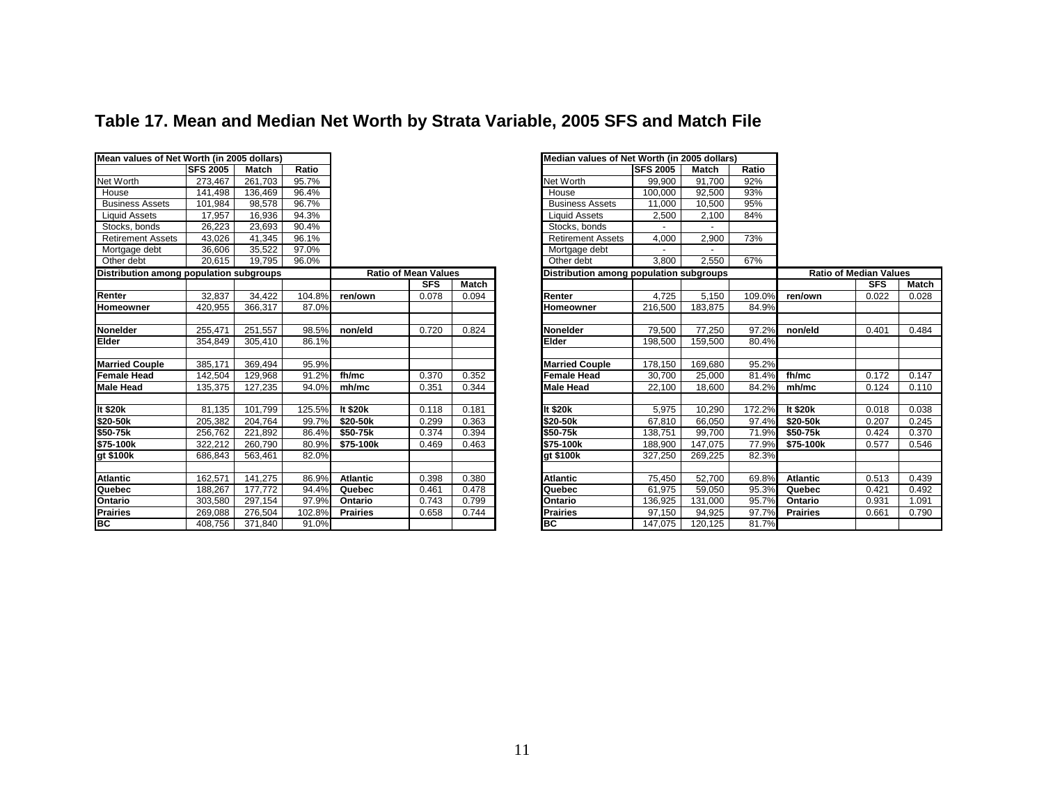# Table 17. Mean and Median Net Worth by Strata Variable, 2005 SFS and Match File

| Mean values of Net Worth (in 2005 dollars) | | | | | | |
|---|---|---|---|---|---|---|
| | SFS 2005 | Match | Ratio | | | |
| Net Worth | 273,467 | 261,703 | 95.7% | | | |
| House | 141,498 | 136,469 | 96.4% | | | |
| Business Assets | 101,984 | 98,578 | 96.7% | | | |
| Liquid Assets | 17,957 | 16,936 | 94.3% | | | |
| Stocks, bonds | 26,223 | 23,693 | 90.4% | | | |
| Retirement Assets | 43,026 | 41,345 | 96.1% | | | |
| Mortgage debt | 36,606 | 35,522 | 97.0% | | | |
| Other debt | 20,615 | 19,795 | 96.0% | | | |
| **Distribution among population subgroups** | | | | **Ratio of Mean Values** | | |
| | | | | | SFS | Match |
| **Renter** | 32,837 | 34,422 | 104.8% | **ren/own** | 0.078 | 0.094 |
| **Homeowner** | 420,955 | 366,317 | 87.0% | | | |
| | | | | | | |
| **Nonelder** | 255,471 | 251,557 | 98.5% | **non/eld** | 0.720 | 0.824 |
| **Elder** | 354,849 | 305,410 | 86.1% | | | |
| | | | | | | |
| **Married Couple** | 385,171 | 369,494 | 95.9% | | | |
| **Female Head** | 142,504 | 129,968 | 91.2% | **fh/mc** | 0.370 | 0.352 |
| **Male Head** | 135,375 | 127,235 | 94.0% | **mh/mc** | 0.351 | 0.344 |
| | | | | | | |
| **lt $20k** | 81,135 | 101,799 | 125.5% | **lt $20k** | 0.118 | 0.181 |
| **$20-50k** | 205,382 | 204,764 | 99.7% | **$20-50k** | 0.299 | 0.363 |
| **$50-75k** | 256,762 | 221,892 | 86.4% | **$50-75k** | 0.374 | 0.394 |
| **$75-100k** | 322,212 | 260,790 | 80.9% | **$75-100k** | 0.469 | 0.463 |
| **gt $100k** | 686,843 | 563,461 | 82.0% | | | |
| | | | | | | |
| **Atlantic** | 162,571 | 141,275 | 86.9% | **Atlantic** | 0.398 | 0.380 |
| **Quebec** | 188,267 | 177,772 | 94.4% | **Quebec** | 0.461 | 0.478 |
| **Ontario** | 303,580 | 297,154 | 97.9% | **Ontario** | 0.743 | 0.799 |
| **Prairies** | 269,088 | 276,504 | 102.8% | **Prairies** | 0.658 | 0.744 |
| **BC** | 408,756 | 371,840 | 91.0% | | | |

| Median values of Net Worth (in 2005 dollars) | | | | | | |
|---|---|---|---|---|---|---|
| | SFS 2005 | Match | Ratio | | | |
| Net Worth | 99,900 | 91,700 | 92% | | | |
| House | 100,000 | 92,500 | 93% | | | |
| Business Assets | 11,000 | 10,500 | 95% | | | |
| Liquid Assets | 2,500 | 2,100 | 84% | | | |
| Stocks, bonds | - | - | | | | |
| Retirement Assets | 4,000 | 2,900 | 73% | | | |
| Mortgage debt | - | - | | | | |
| Other debt | 3,800 | 2,550 | 67% | | | |
| **Distribution among population subgroups** | | | | **Ratio of Median Values** | | |
| | | | | | SFS | Match |
| **Renter** | 4,725 | 5,150 | 109.0% | **ren/own** | 0.022 | 0.028 |
| **Homeowner** | 216,500 | 183,875 | 84.9% | | | |
| | | | | | | |
| **Nonelder** | 79,500 | 77,250 | 97.2% | **non/eld** | 0.401 | 0.484 |
| **Elder** | 198,500 | 159,500 | 80.4% | | | |
| | | | | | | |
| **Married Couple** | 178,150 | 169,680 | 95.2% | | | |
| **Female Head** | 30,700 | 25,000 | 81.4% | **fh/mc** | 0.172 | 0.147 |
| **Male Head** | 22,100 | 18,600 | 84.2% | **mh/mc** | 0.124 | 0.110 |
| | | | | | | |
| **lt $20k** | 5,975 | 10,290 | 172.2% | **lt $20k** | 0.018 | 0.038 |
| **$20-50k** | 67,810 | 66,050 | 97.4% | **$20-50k** | 0.207 | 0.245 |
| **$50-75k** | 138,751 | 99,700 | 71.9% | **$50-75k** | 0.424 | 0.370 |
| **$75-100k** | 188,900 | 147,075 | 77.9% | **$75-100k** | 0.577 | 0.546 |
| **gt $100k** | 327,250 | 269,225 | 82.3% | | | |
| | | | | | | |
| **Atlantic** | 75,450 | 52,700 | 69.8% | **Atlantic** | 0.513 | 0.439 |
| **Quebec** | 61,975 | 59,050 | 95.3% | **Quebec** | 0.421 | 0.492 |
| **Ontario** | 136,925 | 131,000 | 95.7% | **Ontario** | 0.931 | 1.091 |
| **Prairies** | 97,150 | 94,925 | 97.7% | **Prairies** | 0.661 | 0.790 |
| **BC** | 147,075 | 120,125 | 81.7% | | | |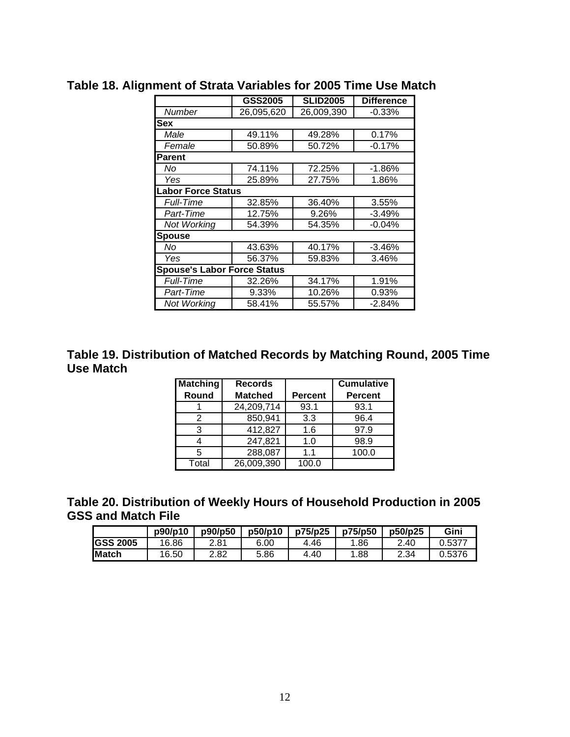## Table 18. Alignment of Strata Variables for 2005 Time Use Match

| | GSS2005 | SLID2005 | Difference |
|---|---|---|---|
| *Number* | 26,095,620 | 26,009,390 | -0.33% |
| **Sex** | | | |
| *Male* | 49.11% | 49.28% | 0.17% |
| *Female* | 50.89% | 50.72% | -0.17% |
| **Parent** | | | |
| *No* | 74.11% | 72.25% | -1.86% |
| *Yes* | 25.89% | 27.75% | 1.86% |
| **Labor Force Status** | | | |
| *Full-Time* | 32.85% | 36.40% | 3.55% |
| *Part-Time* | 12.75% | 9.26% | -3.49% |
| *Not Working* | 54.39% | 54.35% | -0.04% |
| **Spouse** | | | |
| *No* | 43.63% | 40.17% | -3.46% |
| *Yes* | 56.37% | 59.83% | 3.46% |
| **Spouse's Labor Force Status** | | | |
| *Full-Time* | 32.26% | 34.17% | 1.91% |
| *Part-Time* | 9.33% | 10.26% | 0.93% |
| *Not Working* | 58.41% | 55.57% | -2.84% |

## Table 19. Distribution of Matched Records by Matching Round, 2005 Time Use Match

| Matching Round | Records Matched | Percent | Cumulative Percent |
|---|---|---|---|
| 1 | 24,209,714 | 93.1 | 93.1 |
| 2 | 850,941 | 3.3 | 96.4 |
| 3 | 412,827 | 1.6 | 97.9 |
| 4 | 247,821 | 1.0 | 98.9 |
| 5 | 288,087 | 1.1 | 100.0 |
| Total | 26,009,390 | 100.0 | |

## Table 20. Distribution of Weekly Hours of Household Production in 2005 GSS and Match File

| | p90/p10 | p90/p50 | p50/p10 | p75/p25 | p75/p50 | p50/p25 | Gini |
|---|---|---|---|---|---|---|---|
| **GSS 2005** | 16.86 | 2.81 | 6.00 | 4.46 | 1.86 | 2.40 | 0.5377 |
| **Match** | 16.50 | 2.82 | 5.86 | 4.40 | 1.88 | 2.34 | 0.5376 |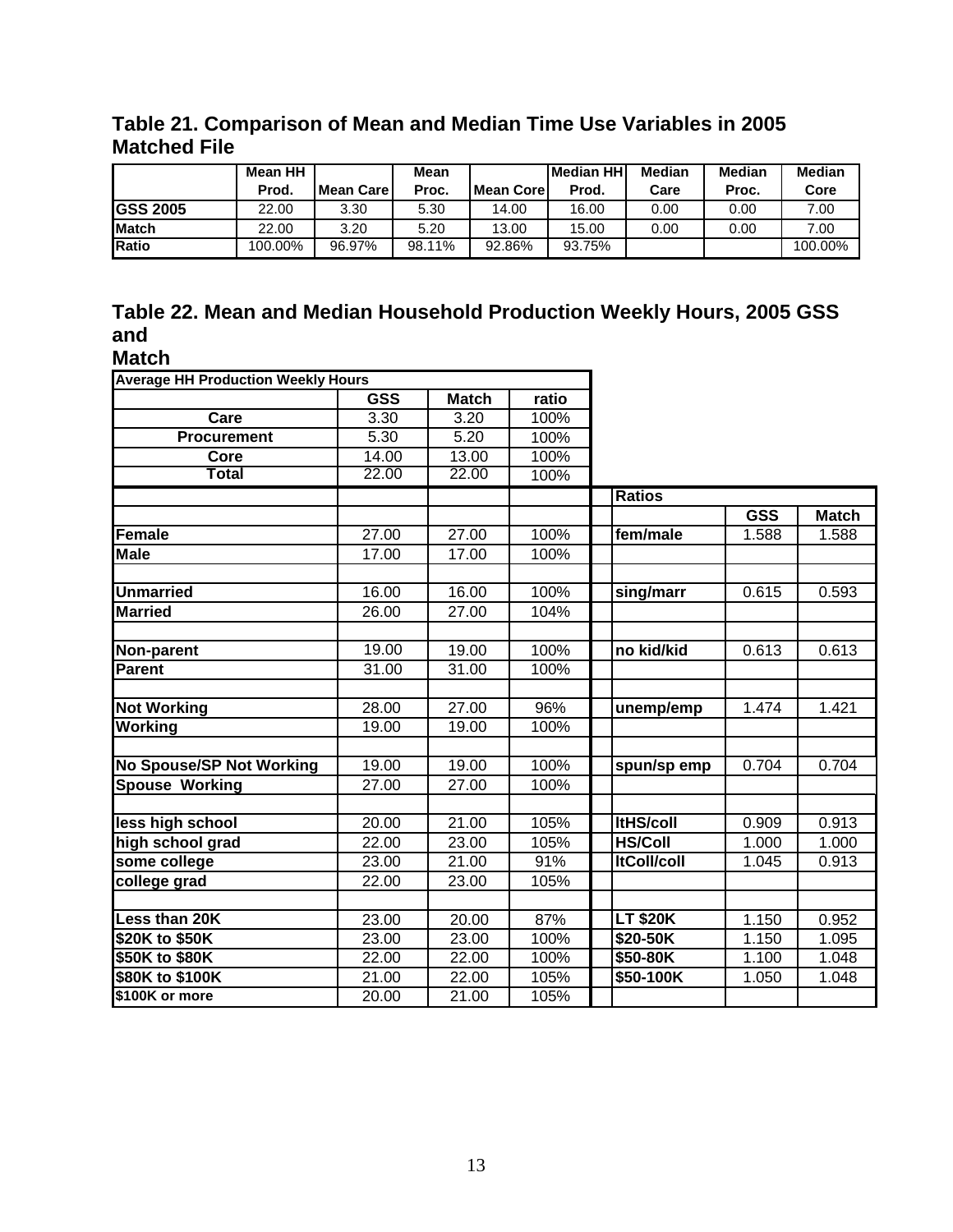## Table 21. Comparison of Mean and Median Time Use Variables in 2005 Matched File

| | Mean HH Prod. | Mean Care | Mean Proc. | Mean Core | Median HH Prod. | Median Care | Median Proc. | Median Core |
|---|---|---|---|---|---|---|---|---|
| **GSS 2005** | 22.00 | 3.30 | 5.30 | 14.00 | 16.00 | 0.00 | 0.00 | 7.00 |
| **Match** | 22.00 | 3.20 | 5.20 | 13.00 | 15.00 | 0.00 | 0.00 | 7.00 |
| **Ratio** | 100.00% | 96.97% | 98.11% | 92.86% | 93.75% | | | 100.00% |

## Table 22. Mean and Median Household Production Weekly Hours, 2005 GSS and Match

| Average HH Production Weekly Hours | | | | | | | |
|---|---|---|---|---|---|---|---|
| | GSS | Match | ratio | | | | |
| Care | 3.30 | 3.20 | 100% | | | | |
| Procurement | 5.30 | 5.20 | 100% | | | | |
| Core | 14.00 | 13.00 | 100% | | | | |
| Total | 22.00 | 22.00 | 100% | | | | |
| | | | | | Ratios | | |
| | | | | | | GSS | Match |
| **Female** | 27.00 | 27.00 | 100% | | fem/male | 1.588 | 1.588 |
| **Male** | 17.00 | 17.00 | 100% | | | | |
| | | | | | | | |
| **Unmarried** | 16.00 | 16.00 | 100% | | sing/marr | 0.615 | 0.593 |
| **Married** | 26.00 | 27.00 | 104% | | | | |
| | | | | | | | |
| **Non-parent** | 19.00 | 19.00 | 100% | | no kid/kid | 0.613 | 0.613 |
| **Parent** | 31.00 | 31.00 | 100% | | | | |
| | | | | | | | |
| **Not Working** | 28.00 | 27.00 | 96% | | unemp/emp | 1.474 | 1.421 |
| **Working** | 19.00 | 19.00 | 100% | | | | |
| | | | | | | | |
| **No Spouse/SP Not Working** | 19.00 | 19.00 | 100% | | spun/sp emp | 0.704 | 0.704 |
| **Spouse Working** | 27.00 | 27.00 | 100% | | | | |
| | | | | | | | |
| **less high school** | 20.00 | 21.00 | 105% | | ltHS/coll | 0.909 | 0.913 |
| **high school grad** | 22.00 | 23.00 | 105% | | HS/Coll | 1.000 | 1.000 |
| **some college** | 23.00 | 21.00 | 91% | | ltColl/coll | 1.045 | 0.913 |
| **college grad** | 22.00 | 23.00 | 105% | | | | |
| | | | | | | | |
| **Less than 20K** | 23.00 | 20.00 | 87% | | LT $20K | 1.150 | 0.952 |
| **$20K to $50K** | 23.00 | 23.00 | 100% | | $20-50K | 1.150 | 1.095 |
| **$50K to $80K** | 22.00 | 22.00 | 100% | | $50-80K | 1.100 | 1.048 |
| **$80K to $100K** | 21.00 | 22.00 | 105% | | $50-100K | 1.050 | 1.048 |
| **$100K or more** | 20.00 | 21.00 | 105% | | | | |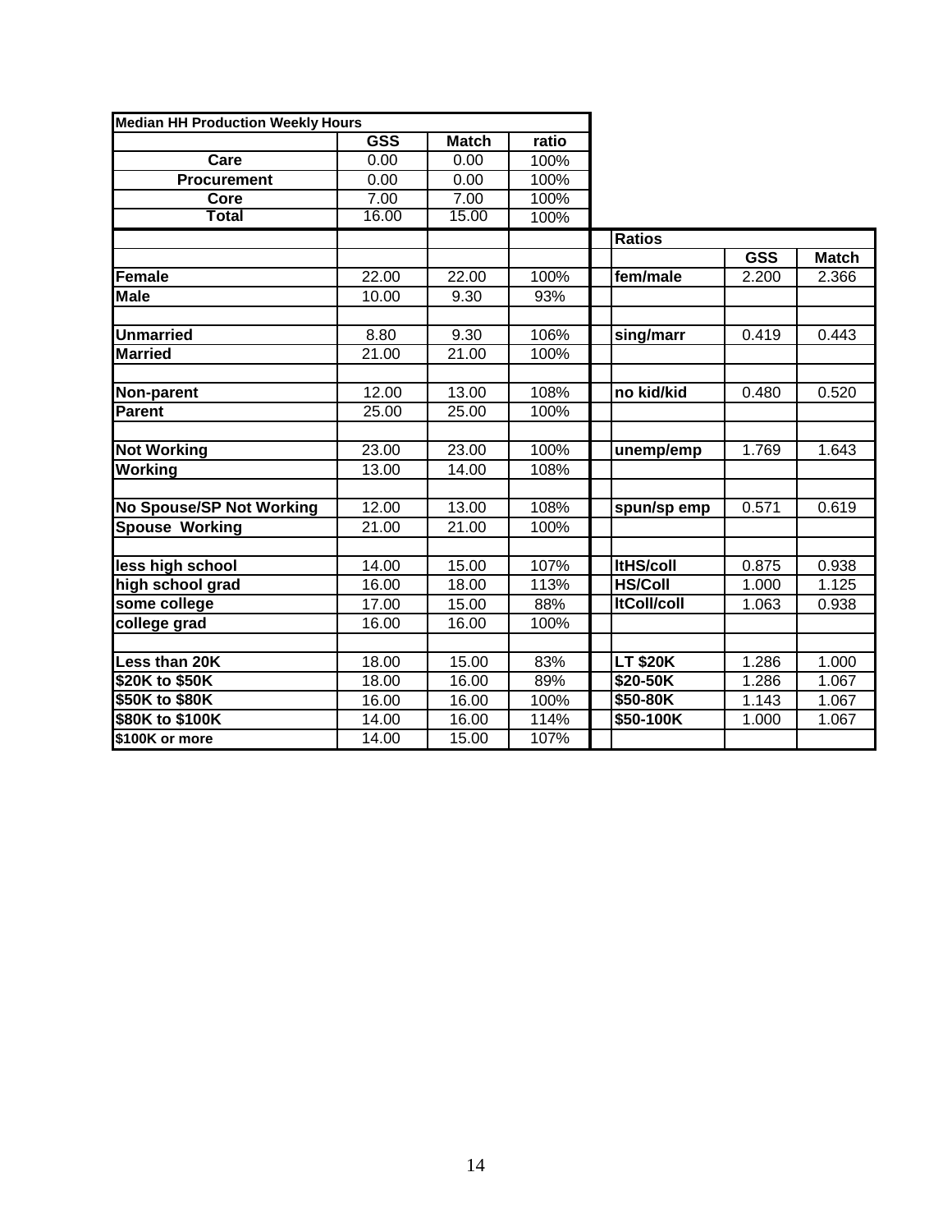| Median HH Production Weekly Hours | GSS | Match | ratio | | Ratios | GSS | Match |
|---|---|---|---|---|---|---|---|
| Care | 0.00 | 0.00 | 100% | | | | |
| Procurement | 0.00 | 0.00 | 100% | | | | |
| Core | 7.00 | 7.00 | 100% | | | | |
| Total | 16.00 | 15.00 | 100% | | | | |
| | | | | | | | |
| Female | 22.00 | 22.00 | 100% | | fem/male | 2.200 | 2.366 |
| Male | 10.00 | 9.30 | 93% | | | | |
| | | | | | | | |
| Unmarried | 8.80 | 9.30 | 106% | | sing/marr | 0.419 | 0.443 |
| Married | 21.00 | 21.00 | 100% | | | | |
| | | | | | | | |
| Non-parent | 12.00 | 13.00 | 108% | | no kid/kid | 0.480 | 0.520 |
| Parent | 25.00 | 25.00 | 100% | | | | |
| | | | | | | | |
| Not Working | 23.00 | 23.00 | 100% | | unemp/emp | 1.769 | 1.643 |
| Working | 13.00 | 14.00 | 108% | | | | |
| | | | | | | | |
| No Spouse/SP Not Working | 12.00 | 13.00 | 108% | | spun/sp emp | 0.571 | 0.619 |
| Spouse Working | 21.00 | 21.00 | 100% | | | | |
| | | | | | | | |
| less high school | 14.00 | 15.00 | 107% | | ltHS/coll | 0.875 | 0.938 |
| high school grad | 16.00 | 18.00 | 113% | | HS/Coll | 1.000 | 1.125 |
| some college | 17.00 | 15.00 | 88% | | ltColl/coll | 1.063 | 0.938 |
| college grad | 16.00 | 16.00 | 100% | | | | |
| | | | | | | | |
| Less than 20K | 18.00 | 15.00 | 83% | | LT $20K | 1.286 | 1.000 |
| $20K to $50K | 18.00 | 16.00 | 89% | | $20-50K | 1.286 | 1.067 |
| $50K to $80K | 16.00 | 16.00 | 100% | | $50-80K | 1.143 | 1.067 |
| $80K to $100K | 14.00 | 16.00 | 114% | | $50-100K | 1.000 | 1.067 |
| $100K or more | 14.00 | 15.00 | 107% | | | | |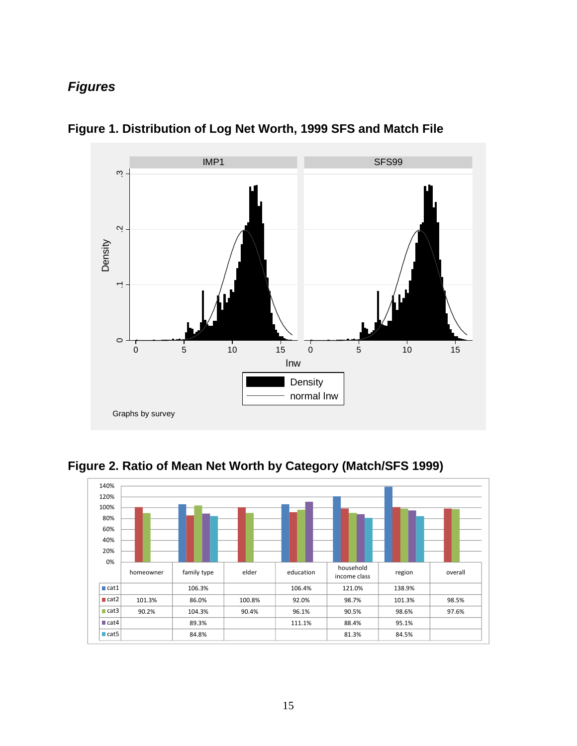## *Figures*

**Figure 1. Distribution of Log Net Worth, 1999 SFS and Match File**

**Figure 2. Ratio of Mean Net Worth by Category (Match/SFS 1999)**

| | homeowner | family type | elder | education | household income class | region | overall |
|---|---|---|---|---|---|---|---|
| cat1 | | 106.3% | | 106.4% | 121.0% | 138.9% | |
| cat2 | 101.3% | 86.0% | 100.8% | 92.0% | 98.7% | 101.3% | 98.5% |
| cat3 | 90.2% | 104.3% | 90.4% | 96.1% | 90.5% | 98.6% | 97.6% |
| cat4 | | 89.3% | | 111.1% | 88.4% | 95.1% | |
| cat5 | | 84.8% | | | 81.3% | 84.5% | |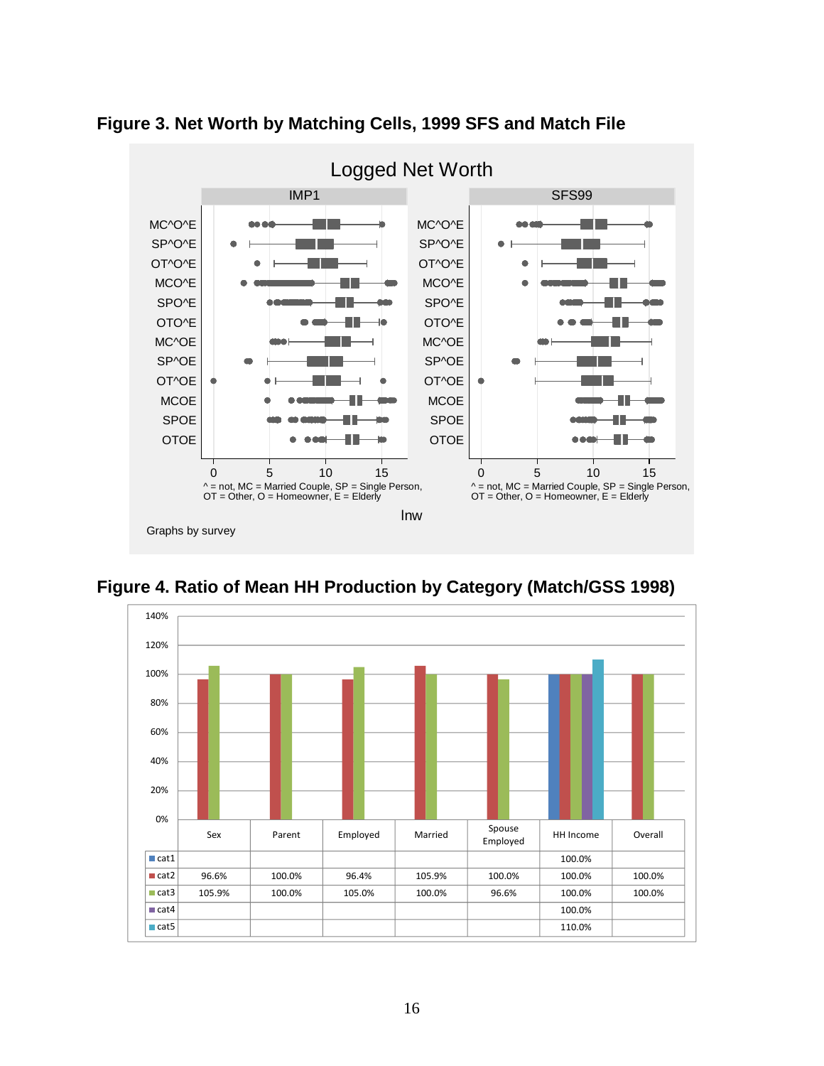**Figure 3. Net Worth by Matching Cells, 1999 SFS and Match File**

**Figure 4. Ratio of Mean HH Production by Category (Match/GSS 1998)**

| | Sex | Parent | Employed | Married | Spouse Employed | HH Income | Overall |
|---|---|---|---|---|---|---|---|
| cat1 | | | | | | 100.0% | |
| cat2 | 96.6% | 100.0% | 96.4% | 105.9% | 100.0% | 100.0% | 100.0% |
| cat3 | 105.9% | 100.0% | 105.0% | 100.0% | 96.6% | 100.0% | 100.0% |
| cat4 | | | | | | 100.0% | |
| cat5 | | | | | | 110.0% | |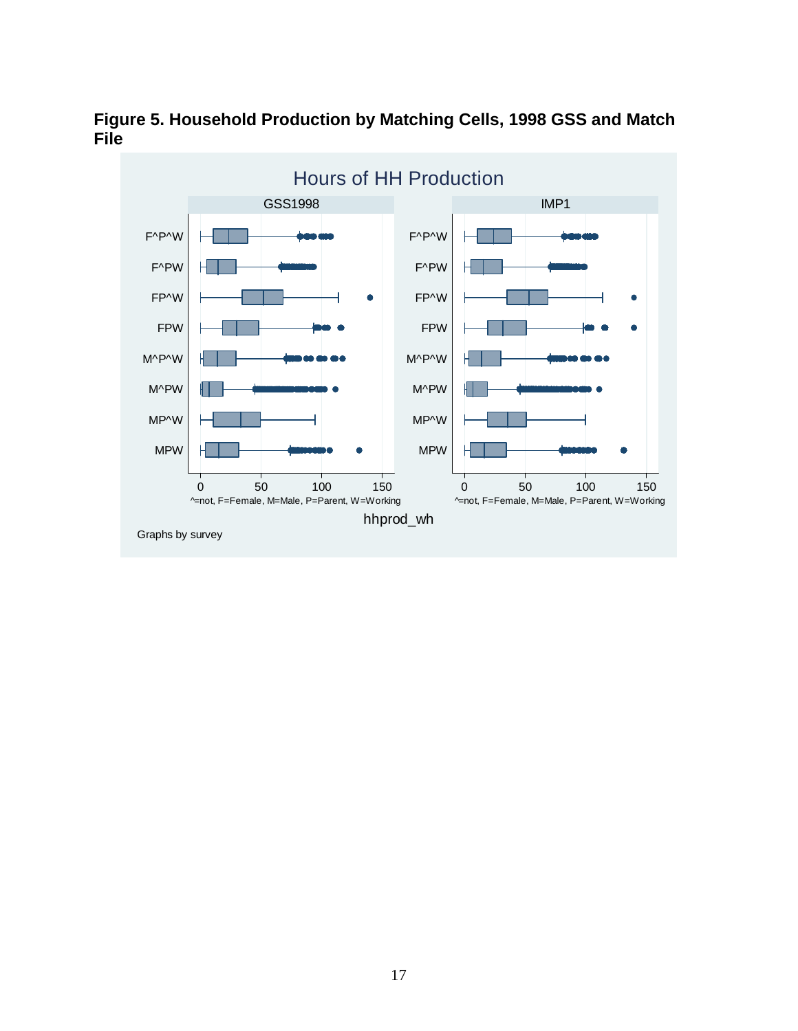**Figure 5. Household Production by Matching Cells, 1998 GSS and Match File**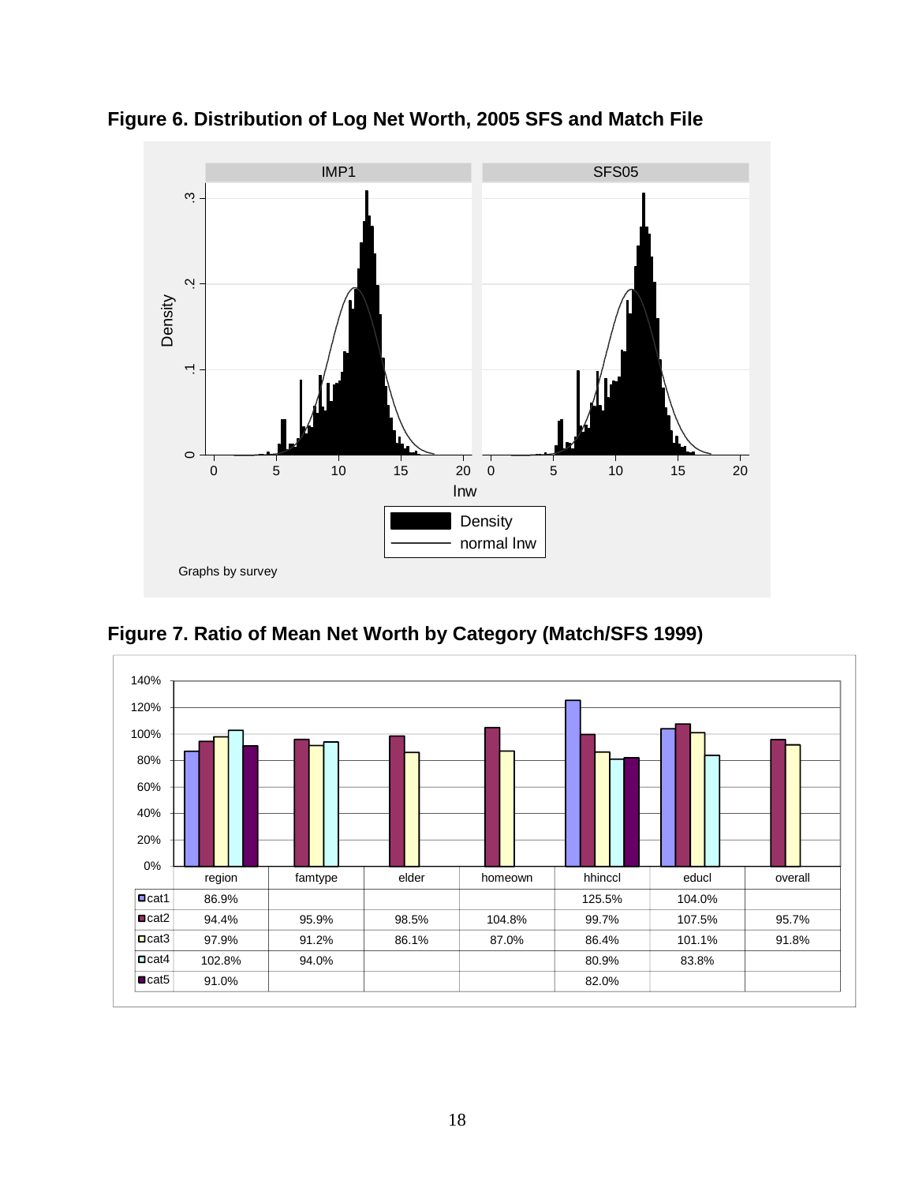## Figure 6. Distribution of Log Net Worth, 2005 SFS and Match File

IMP1 | SFS05

Density

lnw

Density
normal lnw

Graphs by survey

## Figure 7. Ratio of Mean Net Worth by Category (Match/SFS 1999)

| | region | famtype | elder | homeown | hhinccl | educl | overall |
|---|---|---|---|---|---|---|---|
| cat1 | 86.9% | | | | 125.5% | 104.0% | |
| cat2 | 94.4% | 95.9% | 98.5% | 104.8% | 99.7% | 107.5% | 95.7% |
| cat3 | 97.9% | 91.2% | 86.1% | 87.0% | 86.4% | 101.1% | 91.8% |
| cat4 | 102.8% | 94.0% | | | 80.9% | 83.8% | |
| cat5 | 91.0% | | | | 82.0% | | |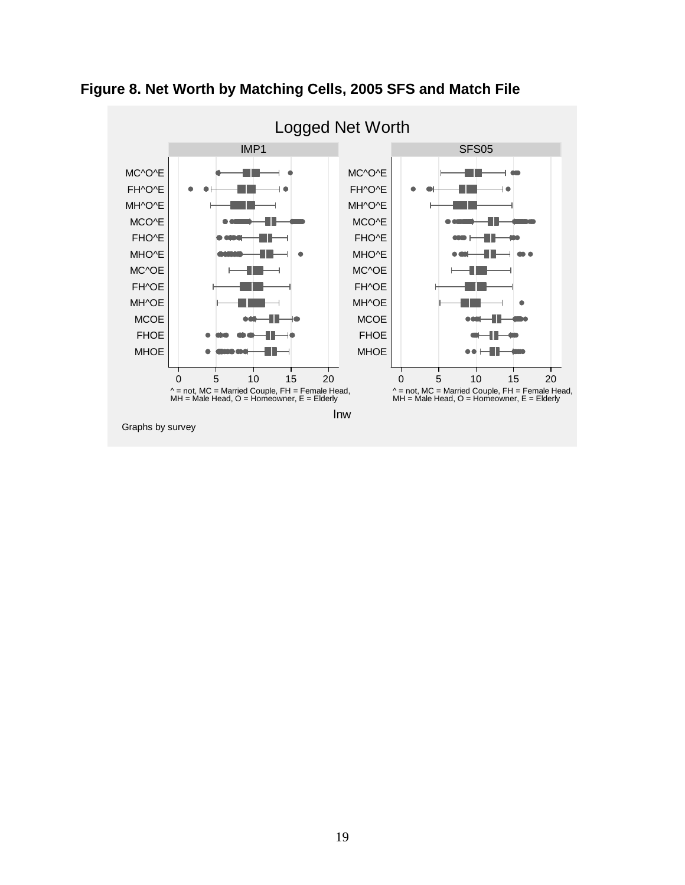**Figure 8. Net Worth by Matching Cells, 2005 SFS and Match File**

Logged Net Worth

| | IMP1 | SFS05 |
|---|---|---|
| MC^O^E | | |
| FH^O^E | | |
| MH^O^E | | |
| MCO^E | | |
| FHO^E | | |
| MHO^E | | |
| MC^OE | | |
| FH^OE | | |
| MH^OE | | |
| MCOE | | |
| FHOE | | |
| MHOE | | |

^ = not, MC = Married Couple, FH = Female Head, MH = Male Head, O = Homeowner, E = Elderly

lnw

Graphs by survey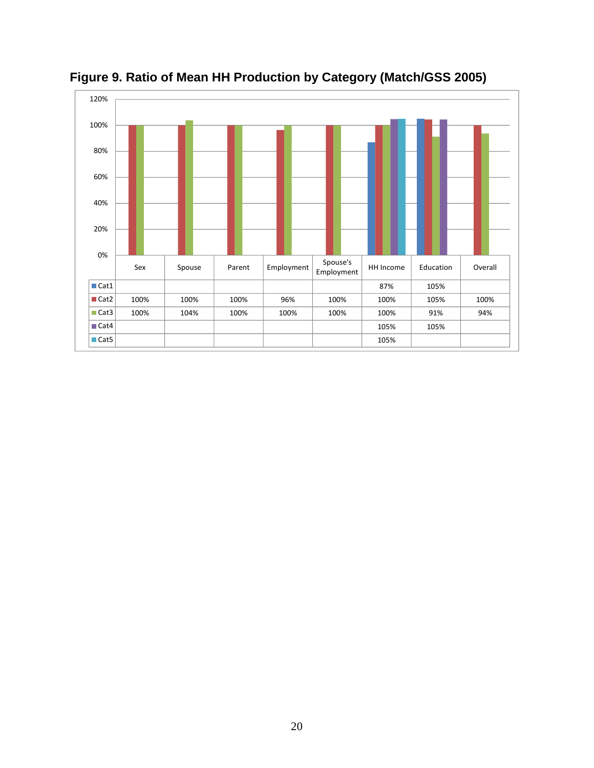**Figure 9. Ratio of Mean HH Production by Category (Match/GSS 2005)**

| | Sex | Spouse | Parent | Employment | Spouse's Employment | HH Income | Education | Overall |
|---|---|---|---|---|---|---|---|---|
| Cat1 | | | | | | 87% | 105% | |
| Cat2 | 100% | 100% | 100% | 96% | 100% | 100% | 105% | 100% |
| Cat3 | 100% | 104% | 100% | 100% | 100% | 100% | 91% | 94% |
| Cat4 | | | | | | 105% | 105% | |
| Cat5 | | | | | | 105% | | |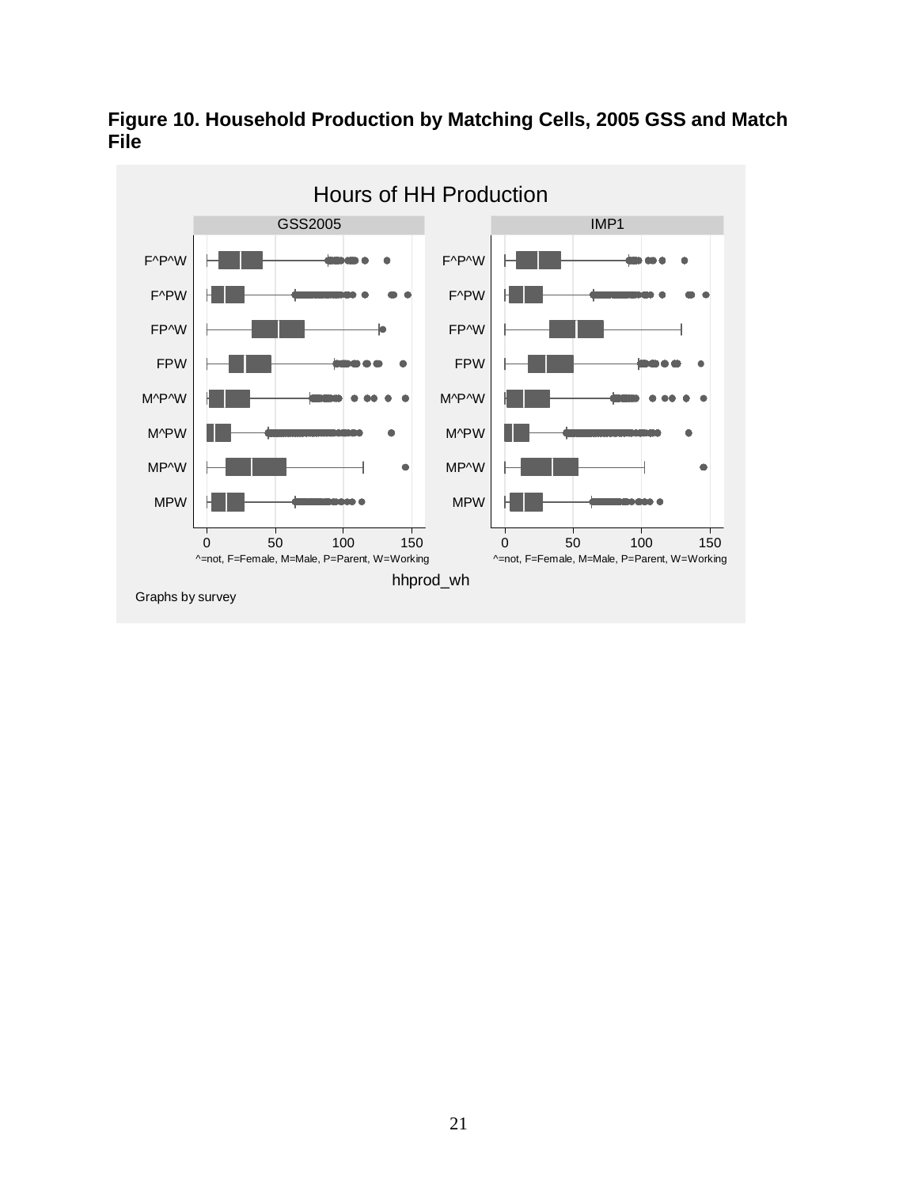**Figure 10. Household Production by Matching Cells, 2005 GSS and Match File**

Hours of HH Production

GSS2005

IMP1

F^P^W
F^PW
FP^W
FPW
M^P^W
M^PW
MP^W
MPW

0 50 100 150

^=not, F=Female, M=Male, P=Parent, W=Working

hhprod_wh

Graphs by survey